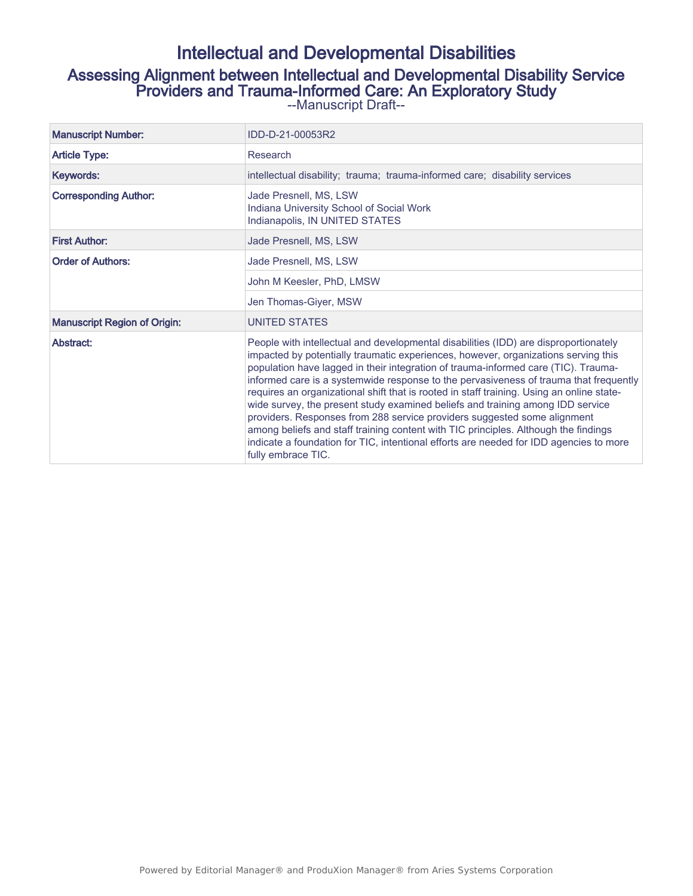# Intellectual and Developmental Disabilities

## Assessing Alignment between Intellectual and Developmental Disability Service Providers and Trauma-Informed Care: An Exploratory Study

--Manuscript Draft--

| | |
|---|---|
| **Manuscript Number:** | IDD-D-21-00053R2 |
| **Article Type:** | Research |
| **Keywords:** | intellectual disability; trauma; trauma-informed care; disability services |
| **Corresponding Author:** | Jade Presnell, MS, LSW<br>Indiana University School of Social Work<br>Indianapolis, IN UNITED STATES |
| **First Author:** | Jade Presnell, MS, LSW |
| **Order of Authors:** | Jade Presnell, MS, LSW |
| | John M Keesler, PhD, LMSW |
| | Jen Thomas-Giyer, MSW |
| **Manuscript Region of Origin:** | UNITED STATES |
| **Abstract:** | People with intellectual and developmental disabilities (IDD) are disproportionately impacted by potentially traumatic experiences, however, organizations serving this population have lagged in their integration of trauma-informed care (TIC). Trauma-informed care is a systemwide response to the pervasiveness of trauma that frequently requires an organizational shift that is rooted in staff training. Using an online state-wide survey, the present study examined beliefs and training among IDD service providers. Responses from 288 service providers suggested some alignment among beliefs and staff training content with TIC principles. Although the findings indicate a foundation for TIC, intentional efforts are needed for IDD agencies to more fully embrace TIC. |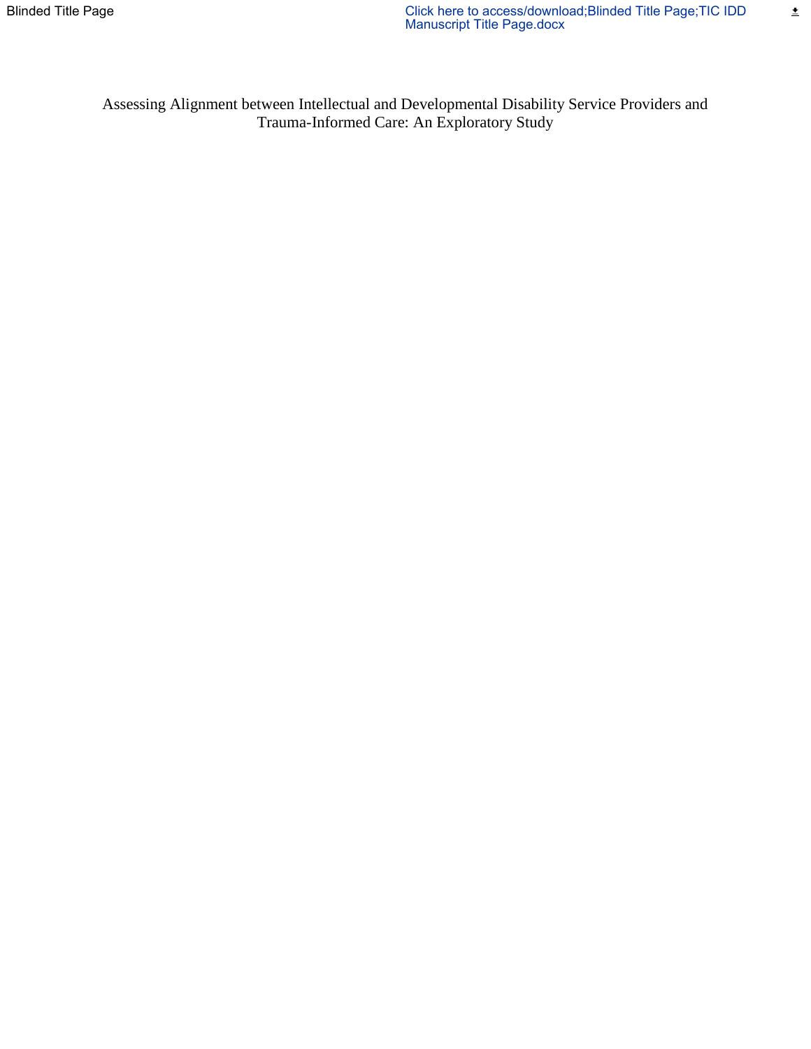# Assessing Alignment between Intellectual and Developmental Disability Service Providers and Trauma-Informed Care: An Exploratory Study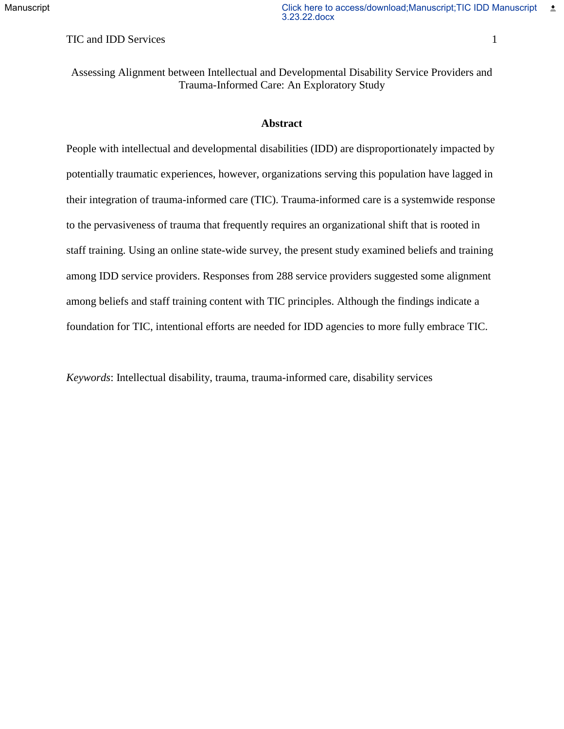# Assessing Alignment between Intellectual and Developmental Disability Service Providers and Trauma-Informed Care: An Exploratory Study

## Abstract

People with intellectual and developmental disabilities (IDD) are disproportionately impacted by potentially traumatic experiences, however, organizations serving this population have lagged in their integration of trauma-informed care (TIC). Trauma-informed care is a systemwide response to the pervasiveness of trauma that frequently requires an organizational shift that is rooted in staff training. Using an online state-wide survey, the present study examined beliefs and training among IDD service providers. Responses from 288 service providers suggested some alignment among beliefs and staff training content with TIC principles. Although the findings indicate a foundation for TIC, intentional efforts are needed for IDD agencies to more fully embrace TIC.

*Keywords*: Intellectual disability, trauma, trauma-informed care, disability services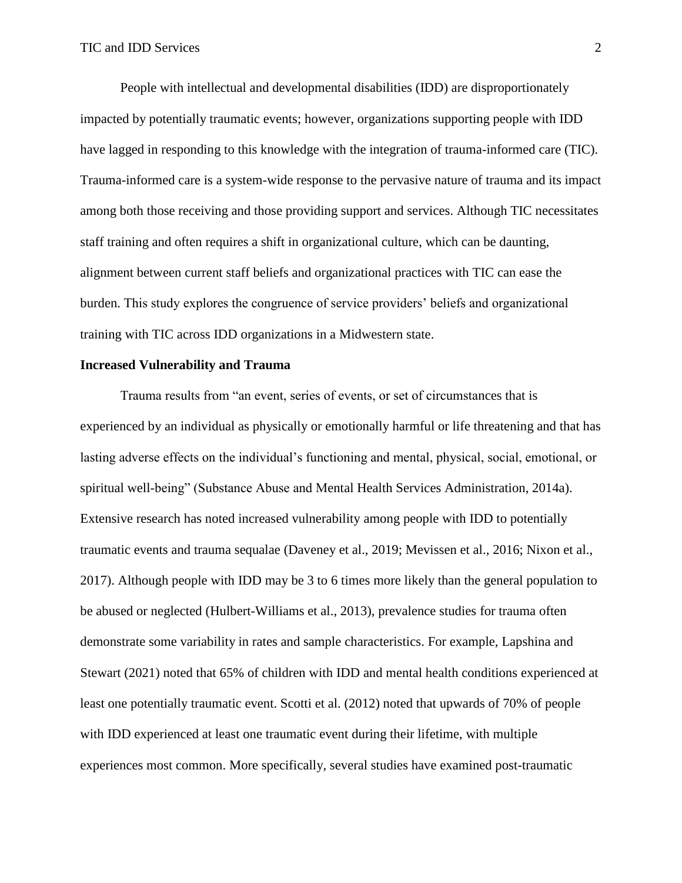People with intellectual and developmental disabilities (IDD) are disproportionately impacted by potentially traumatic events; however, organizations supporting people with IDD have lagged in responding to this knowledge with the integration of trauma-informed care (TIC). Trauma-informed care is a system-wide response to the pervasive nature of trauma and its impact among both those receiving and those providing support and services. Although TIC necessitates staff training and often requires a shift in organizational culture, which can be daunting, alignment between current staff beliefs and organizational practices with TIC can ease the burden. This study explores the congruence of service providers' beliefs and organizational training with TIC across IDD organizations in a Midwestern state.

**Increased Vulnerability and Trauma**

Trauma results from "an event, series of events, or set of circumstances that is experienced by an individual as physically or emotionally harmful or life threatening and that has lasting adverse effects on the individual's functioning and mental, physical, social, emotional, or spiritual well-being" (Substance Abuse and Mental Health Services Administration, 2014a). Extensive research has noted increased vulnerability among people with IDD to potentially traumatic events and trauma sequalae (Daveney et al., 2019; Mevissen et al., 2016; Nixon et al., 2017). Although people with IDD may be 3 to 6 times more likely than the general population to be abused or neglected (Hulbert-Williams et al., 2013), prevalence studies for trauma often demonstrate some variability in rates and sample characteristics. For example, Lapshina and Stewart (2021) noted that 65% of children with IDD and mental health conditions experienced at least one potentially traumatic event. Scotti et al. (2012) noted that upwards of 70% of people with IDD experienced at least one traumatic event during their lifetime, with multiple experiences most common. More specifically, several studies have examined post-traumatic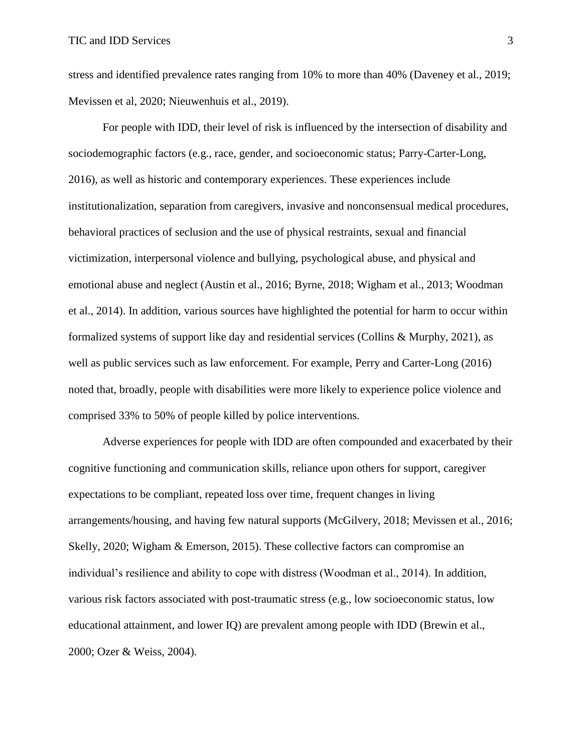stress and identified prevalence rates ranging from 10% to more than 40% (Daveney et al., 2019; Mevissen et al, 2020; Nieuwenhuis et al., 2019).

For people with IDD, their level of risk is influenced by the intersection of disability and sociodemographic factors (e.g., race, gender, and socioeconomic status; Parry-Carter-Long, 2016), as well as historic and contemporary experiences. These experiences include institutionalization, separation from caregivers, invasive and nonconsensual medical procedures, behavioral practices of seclusion and the use of physical restraints, sexual and financial victimization, interpersonal violence and bullying, psychological abuse, and physical and emotional abuse and neglect (Austin et al., 2016; Byrne, 2018; Wigham et al., 2013; Woodman et al., 2014). In addition, various sources have highlighted the potential for harm to occur within formalized systems of support like day and residential services (Collins & Murphy, 2021), as well as public services such as law enforcement. For example, Perry and Carter-Long (2016) noted that, broadly, people with disabilities were more likely to experience police violence and comprised 33% to 50% of people killed by police interventions.

Adverse experiences for people with IDD are often compounded and exacerbated by their cognitive functioning and communication skills, reliance upon others for support, caregiver expectations to be compliant, repeated loss over time, frequent changes in living arrangements/housing, and having few natural supports (McGilvery, 2018; Mevissen et al., 2016; Skelly, 2020; Wigham & Emerson, 2015). These collective factors can compromise an individual's resilience and ability to cope with distress (Woodman et al., 2014). In addition, various risk factors associated with post-traumatic stress (e.g., low socioeconomic status, low educational attainment, and lower IQ) are prevalent among people with IDD (Brewin et al., 2000; Ozer & Weiss, 2004).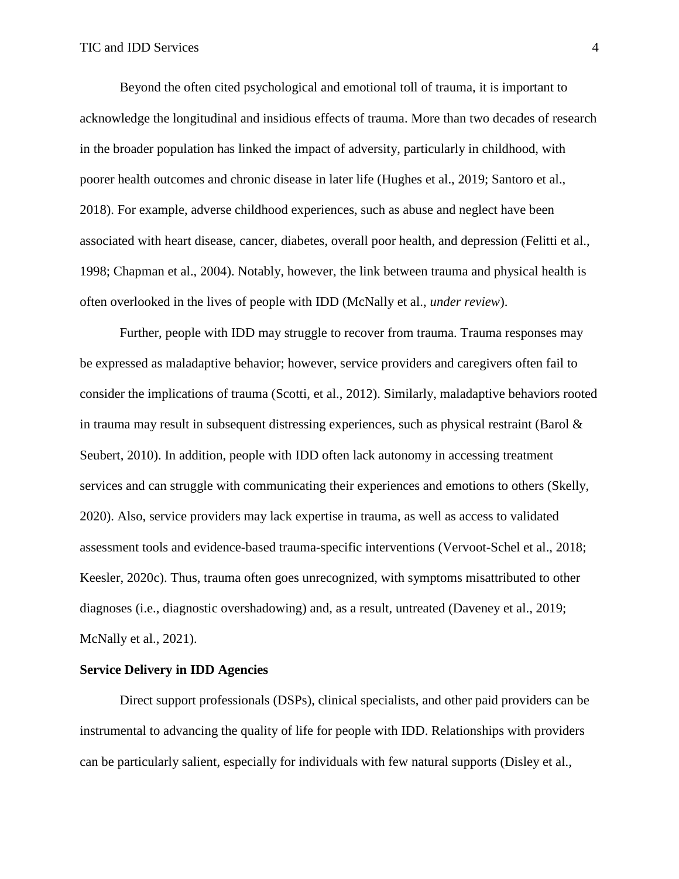Beyond the often cited psychological and emotional toll of trauma, it is important to acknowledge the longitudinal and insidious effects of trauma. More than two decades of research in the broader population has linked the impact of adversity, particularly in childhood, with poorer health outcomes and chronic disease in later life (Hughes et al., 2019; Santoro et al., 2018). For example, adverse childhood experiences, such as abuse and neglect have been associated with heart disease, cancer, diabetes, overall poor health, and depression (Felitti et al., 1998; Chapman et al., 2004). Notably, however, the link between trauma and physical health is often overlooked in the lives of people with IDD (McNally et al., *under review*).

Further, people with IDD may struggle to recover from trauma. Trauma responses may be expressed as maladaptive behavior; however, service providers and caregivers often fail to consider the implications of trauma (Scotti, et al., 2012). Similarly, maladaptive behaviors rooted in trauma may result in subsequent distressing experiences, such as physical restraint (Barol & Seubert, 2010). In addition, people with IDD often lack autonomy in accessing treatment services and can struggle with communicating their experiences and emotions to others (Skelly, 2020). Also, service providers may lack expertise in trauma, as well as access to validated assessment tools and evidence-based trauma-specific interventions (Vervoot-Schel et al., 2018; Keesler, 2020c). Thus, trauma often goes unrecognized, with symptoms misattributed to other diagnoses (i.e., diagnostic overshadowing) and, as a result, untreated (Daveney et al., 2019; McNally et al., 2021).

**Service Delivery in IDD Agencies**

Direct support professionals (DSPs), clinical specialists, and other paid providers can be instrumental to advancing the quality of life for people with IDD. Relationships with providers can be particularly salient, especially for individuals with few natural supports (Disley et al.,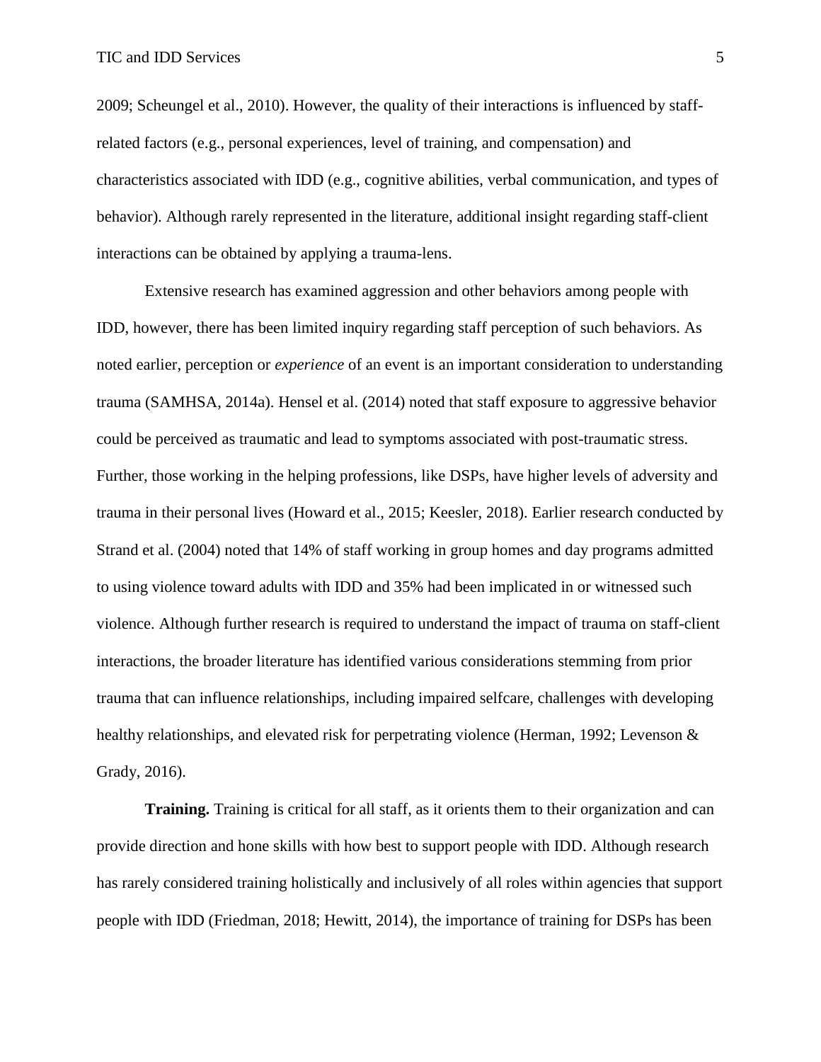2009; Scheungel et al., 2010). However, the quality of their interactions is influenced by staff-related factors (e.g., personal experiences, level of training, and compensation) and characteristics associated with IDD (e.g., cognitive abilities, verbal communication, and types of behavior). Although rarely represented in the literature, additional insight regarding staff-client interactions can be obtained by applying a trauma-lens.

Extensive research has examined aggression and other behaviors among people with IDD, however, there has been limited inquiry regarding staff perception of such behaviors. As noted earlier, perception or *experience* of an event is an important consideration to understanding trauma (SAMHSA, 2014a). Hensel et al. (2014) noted that staff exposure to aggressive behavior could be perceived as traumatic and lead to symptoms associated with post-traumatic stress. Further, those working in the helping professions, like DSPs, have higher levels of adversity and trauma in their personal lives (Howard et al., 2015; Keesler, 2018). Earlier research conducted by Strand et al. (2004) noted that 14% of staff working in group homes and day programs admitted to using violence toward adults with IDD and 35% had been implicated in or witnessed such violence. Although further research is required to understand the impact of trauma on staff-client interactions, the broader literature has identified various considerations stemming from prior trauma that can influence relationships, including impaired selfcare, challenges with developing healthy relationships, and elevated risk for perpetrating violence (Herman, 1992; Levenson & Grady, 2016).

**Training.** Training is critical for all staff, as it orients them to their organization and can provide direction and hone skills with how best to support people with IDD. Although research has rarely considered training holistically and inclusively of all roles within agencies that support people with IDD (Friedman, 2018; Hewitt, 2014), the importance of training for DSPs has been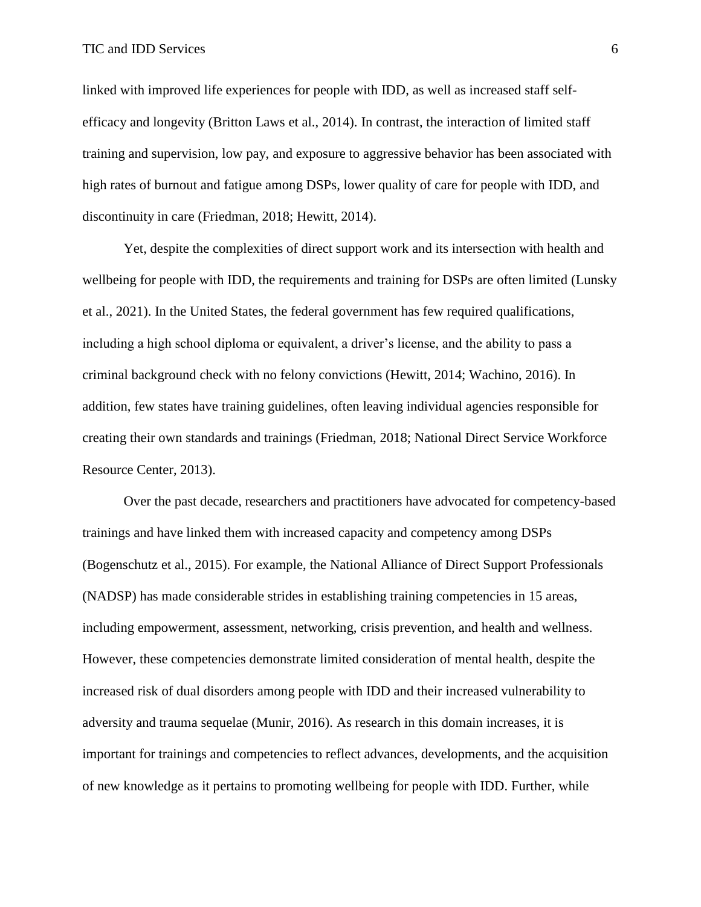linked with improved life experiences for people with IDD, as well as increased staff self-efficacy and longevity (Britton Laws et al., 2014). In contrast, the interaction of limited staff training and supervision, low pay, and exposure to aggressive behavior has been associated with high rates of burnout and fatigue among DSPs, lower quality of care for people with IDD, and discontinuity in care (Friedman, 2018; Hewitt, 2014).

Yet, despite the complexities of direct support work and its intersection with health and wellbeing for people with IDD, the requirements and training for DSPs are often limited (Lunsky et al., 2021). In the United States, the federal government has few required qualifications, including a high school diploma or equivalent, a driver's license, and the ability to pass a criminal background check with no felony convictions (Hewitt, 2014; Wachino, 2016). In addition, few states have training guidelines, often leaving individual agencies responsible for creating their own standards and trainings (Friedman, 2018; National Direct Service Workforce Resource Center, 2013).

Over the past decade, researchers and practitioners have advocated for competency-based trainings and have linked them with increased capacity and competency among DSPs (Bogenschutz et al., 2015). For example, the National Alliance of Direct Support Professionals (NADSP) has made considerable strides in establishing training competencies in 15 areas, including empowerment, assessment, networking, crisis prevention, and health and wellness. However, these competencies demonstrate limited consideration of mental health, despite the increased risk of dual disorders among people with IDD and their increased vulnerability to adversity and trauma sequelae (Munir, 2016). As research in this domain increases, it is important for trainings and competencies to reflect advances, developments, and the acquisition of new knowledge as it pertains to promoting wellbeing for people with IDD. Further, while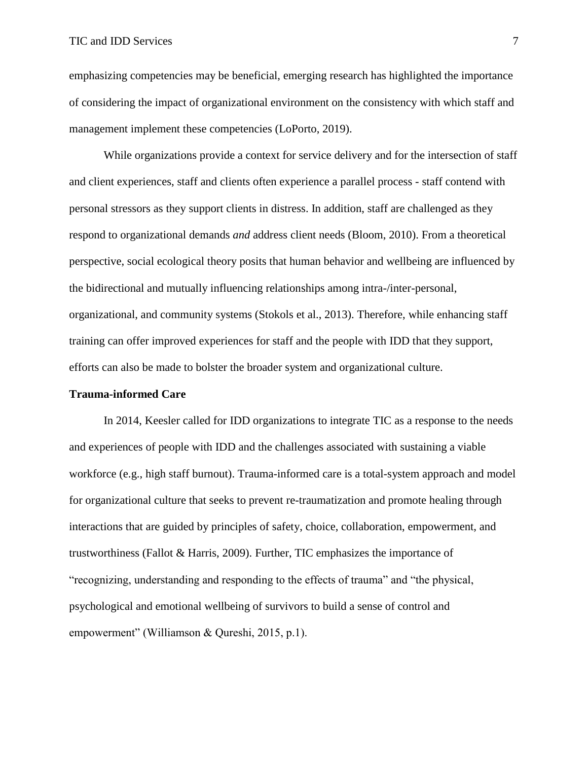emphasizing competencies may be beneficial, emerging research has highlighted the importance of considering the impact of organizational environment on the consistency with which staff and management implement these competencies (LoPorto, 2019).

While organizations provide a context for service delivery and for the intersection of staff and client experiences, staff and clients often experience a parallel process - staff contend with personal stressors as they support clients in distress. In addition, staff are challenged as they respond to organizational demands *and* address client needs (Bloom, 2010). From a theoretical perspective, social ecological theory posits that human behavior and wellbeing are influenced by the bidirectional and mutually influencing relationships among intra-/inter-personal, organizational, and community systems (Stokols et al., 2013). Therefore, while enhancing staff training can offer improved experiences for staff and the people with IDD that they support, efforts can also be made to bolster the broader system and organizational culture.

**Trauma-informed Care**

In 2014, Keesler called for IDD organizations to integrate TIC as a response to the needs and experiences of people with IDD and the challenges associated with sustaining a viable workforce (e.g., high staff burnout). Trauma-informed care is a total-system approach and model for organizational culture that seeks to prevent re-traumatization and promote healing through interactions that are guided by principles of safety, choice, collaboration, empowerment, and trustworthiness (Fallot & Harris, 2009). Further, TIC emphasizes the importance of "recognizing, understanding and responding to the effects of trauma" and "the physical, psychological and emotional wellbeing of survivors to build a sense of control and empowerment" (Williamson & Qureshi, 2015, p.1).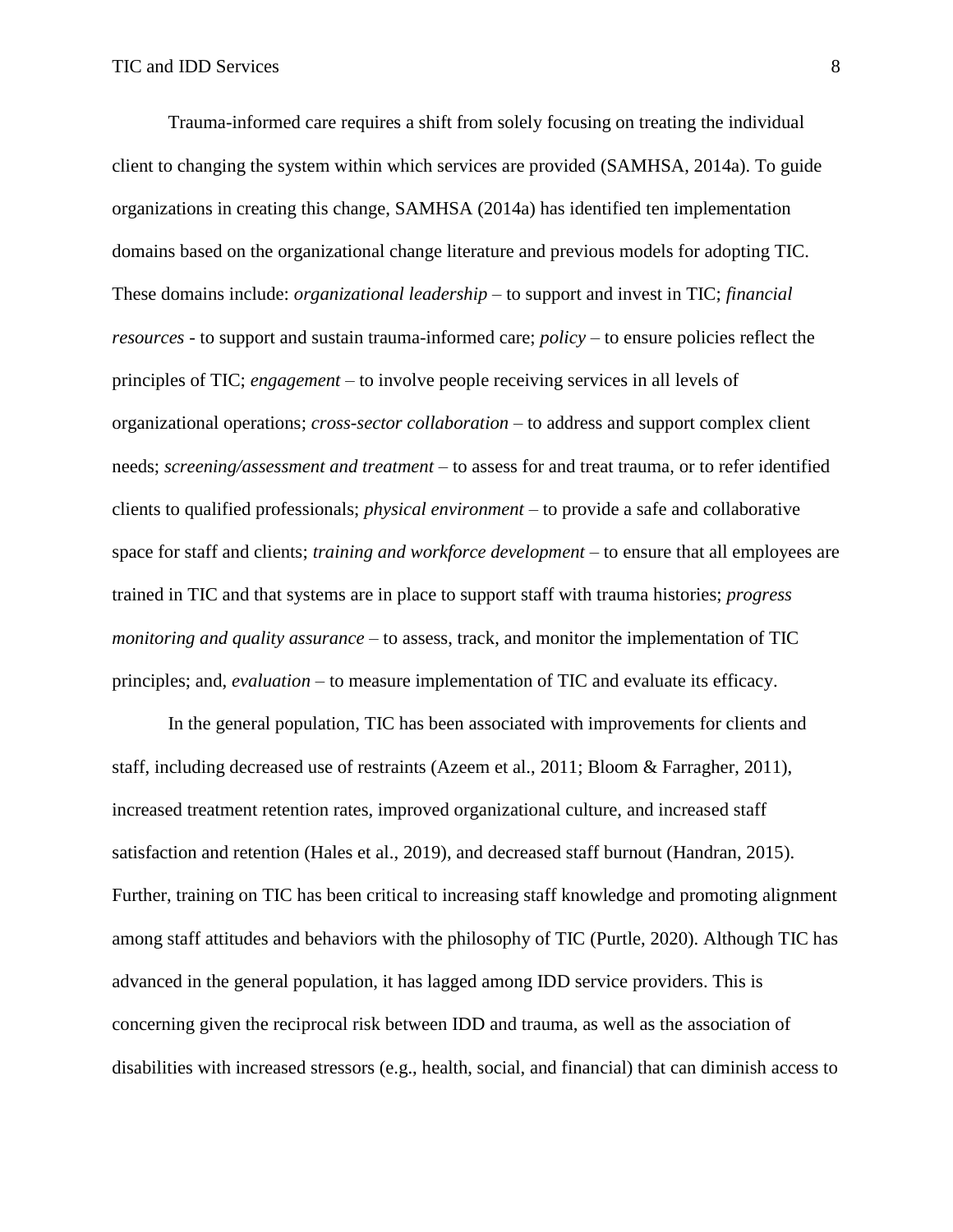Trauma-informed care requires a shift from solely focusing on treating the individual client to changing the system within which services are provided (SAMHSA, 2014a). To guide organizations in creating this change, SAMHSA (2014a) has identified ten implementation domains based on the organizational change literature and previous models for adopting TIC. These domains include: *organizational leadership* – to support and invest in TIC; *financial resources* - to support and sustain trauma-informed care; *policy* – to ensure policies reflect the principles of TIC; *engagement* – to involve people receiving services in all levels of organizational operations; *cross-sector collaboration* – to address and support complex client needs; *screening/assessment and treatment* – to assess for and treat trauma, or to refer identified clients to qualified professionals; *physical environment* – to provide a safe and collaborative space for staff and clients; *training and workforce development* – to ensure that all employees are trained in TIC and that systems are in place to support staff with trauma histories; *progress monitoring and quality assurance* – to assess, track, and monitor the implementation of TIC principles; and, *evaluation* – to measure implementation of TIC and evaluate its efficacy.

In the general population, TIC has been associated with improvements for clients and staff, including decreased use of restraints (Azeem et al., 2011; Bloom & Farragher, 2011), increased treatment retention rates, improved organizational culture, and increased staff satisfaction and retention (Hales et al., 2019), and decreased staff burnout (Handran, 2015). Further, training on TIC has been critical to increasing staff knowledge and promoting alignment among staff attitudes and behaviors with the philosophy of TIC (Purtle, 2020). Although TIC has advanced in the general population, it has lagged among IDD service providers. This is concerning given the reciprocal risk between IDD and trauma, as well as the association of disabilities with increased stressors (e.g., health, social, and financial) that can diminish access to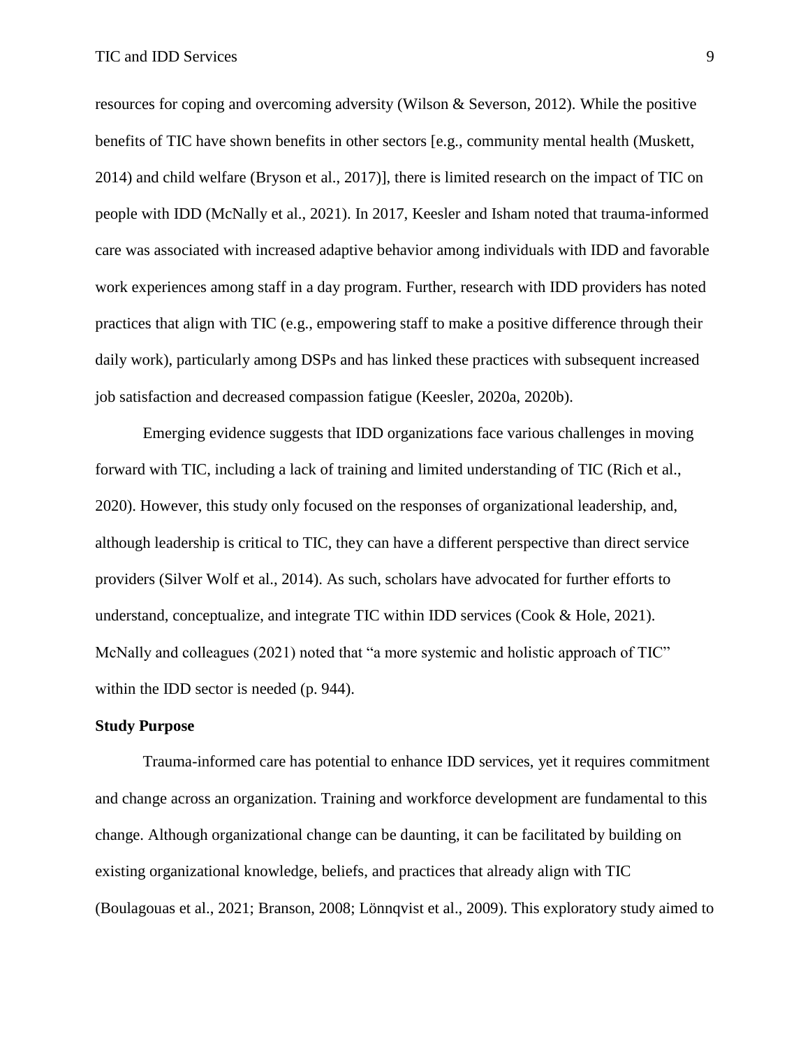resources for coping and overcoming adversity (Wilson & Severson, 2012). While the positive benefits of TIC have shown benefits in other sectors [e.g., community mental health (Muskett, 2014) and child welfare (Bryson et al., 2017)], there is limited research on the impact of TIC on people with IDD (McNally et al., 2021). In 2017, Keesler and Isham noted that trauma-informed care was associated with increased adaptive behavior among individuals with IDD and favorable work experiences among staff in a day program. Further, research with IDD providers has noted practices that align with TIC (e.g., empowering staff to make a positive difference through their daily work), particularly among DSPs and has linked these practices with subsequent increased job satisfaction and decreased compassion fatigue (Keesler, 2020a, 2020b).

Emerging evidence suggests that IDD organizations face various challenges in moving forward with TIC, including a lack of training and limited understanding of TIC (Rich et al., 2020). However, this study only focused on the responses of organizational leadership, and, although leadership is critical to TIC, they can have a different perspective than direct service providers (Silver Wolf et al., 2014). As such, scholars have advocated for further efforts to understand, conceptualize, and integrate TIC within IDD services (Cook & Hole, 2021). McNally and colleagues (2021) noted that "a more systemic and holistic approach of TIC" within the IDD sector is needed (p. 944).

**Study Purpose**

Trauma-informed care has potential to enhance IDD services, yet it requires commitment and change across an organization. Training and workforce development are fundamental to this change. Although organizational change can be daunting, it can be facilitated by building on existing organizational knowledge, beliefs, and practices that already align with TIC (Boulagouas et al., 2021; Branson, 2008; Lönnqvist et al., 2009). This exploratory study aimed to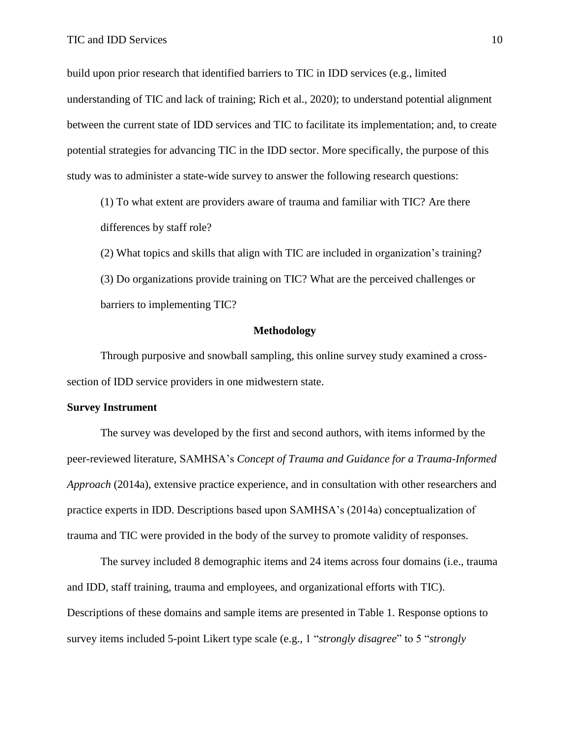build upon prior research that identified barriers to TIC in IDD services (e.g., limited understanding of TIC and lack of training; Rich et al., 2020); to understand potential alignment between the current state of IDD services and TIC to facilitate its implementation; and, to create potential strategies for advancing TIC in the IDD sector. More specifically, the purpose of this study was to administer a state-wide survey to answer the following research questions:

(1) To what extent are providers aware of trauma and familiar with TIC? Are there differences by staff role?

(2) What topics and skills that align with TIC are included in organization's training?

(3) Do organizations provide training on TIC? What are the perceived challenges or barriers to implementing TIC?

## Methodology

Through purposive and snowball sampling, this online survey study examined a cross-section of IDD service providers in one midwestern state.

### Survey Instrument

The survey was developed by the first and second authors, with items informed by the peer-reviewed literature, SAMHSA's *Concept of Trauma and Guidance for a Trauma-Informed Approach* (2014a), extensive practice experience, and in consultation with other researchers and practice experts in IDD. Descriptions based upon SAMHSA's (2014a) conceptualization of trauma and TIC were provided in the body of the survey to promote validity of responses.

The survey included 8 demographic items and 24 items across four domains (i.e., trauma and IDD, staff training, trauma and employees, and organizational efforts with TIC). Descriptions of these domains and sample items are presented in Table 1. Response options to survey items included 5-point Likert type scale (e.g., 1 "*strongly disagree*" to 5 "*strongly*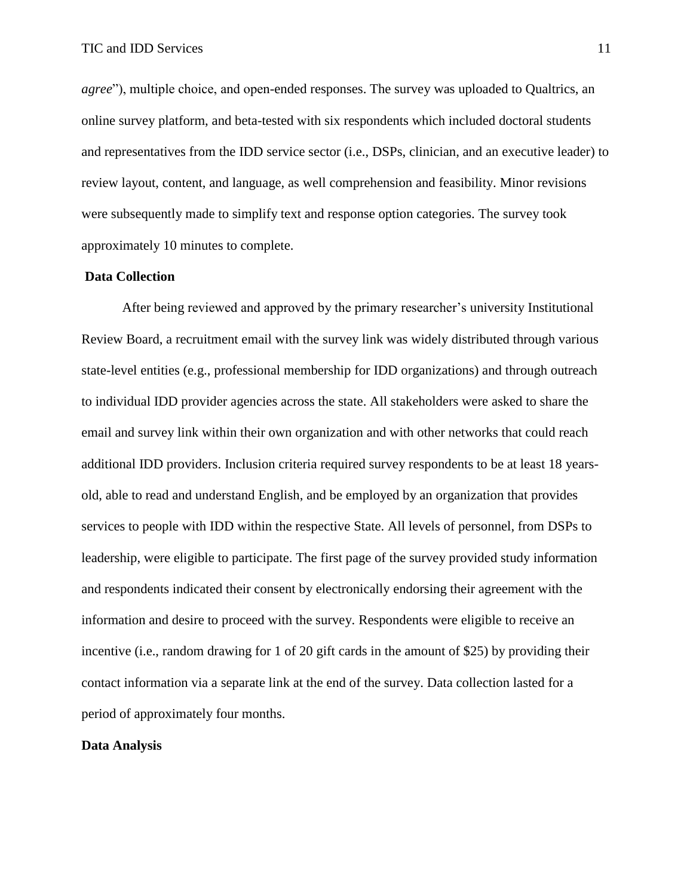*agree*"), multiple choice, and open-ended responses. The survey was uploaded to Qualtrics, an online survey platform, and beta-tested with six respondents which included doctoral students and representatives from the IDD service sector (i.e., DSPs, clinician, and an executive leader) to review layout, content, and language, as well comprehension and feasibility. Minor revisions were subsequently made to simplify text and response option categories. The survey took approximately 10 minutes to complete.

**Data Collection**

After being reviewed and approved by the primary researcher's university Institutional Review Board, a recruitment email with the survey link was widely distributed through various state-level entities (e.g., professional membership for IDD organizations) and through outreach to individual IDD provider agencies across the state. All stakeholders were asked to share the email and survey link within their own organization and with other networks that could reach additional IDD providers. Inclusion criteria required survey respondents to be at least 18 years-old, able to read and understand English, and be employed by an organization that provides services to people with IDD within the respective State. All levels of personnel, from DSPs to leadership, were eligible to participate. The first page of the survey provided study information and respondents indicated their consent by electronically endorsing their agreement with the information and desire to proceed with the survey. Respondents were eligible to receive an incentive (i.e., random drawing for 1 of 20 gift cards in the amount of $25) by providing their contact information via a separate link at the end of the survey. Data collection lasted for a period of approximately four months.

**Data Analysis**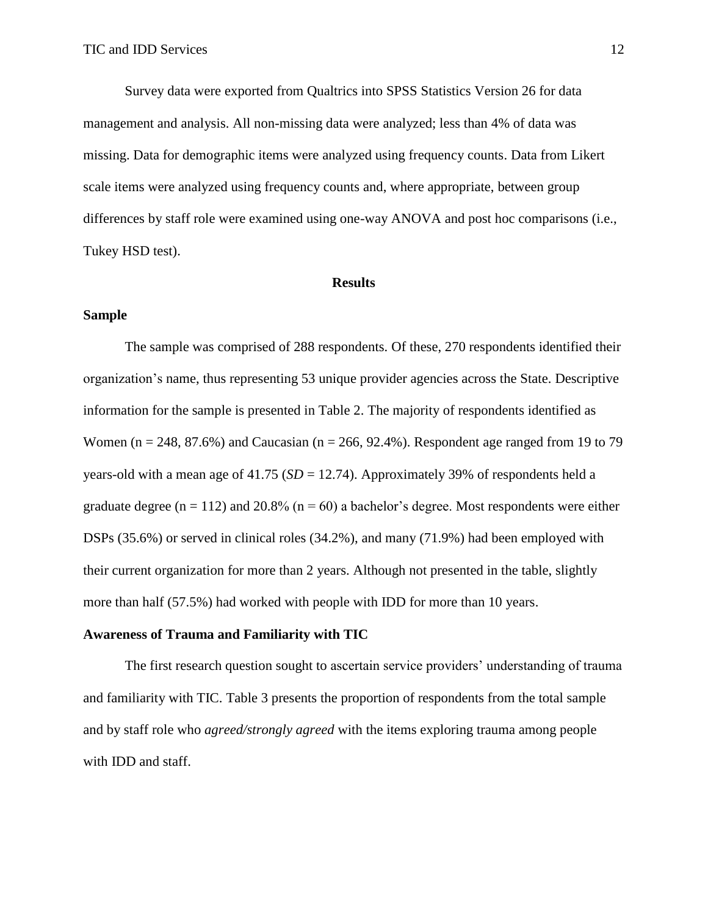Survey data were exported from Qualtrics into SPSS Statistics Version 26 for data management and analysis. All non-missing data were analyzed; less than 4% of data was missing. Data for demographic items were analyzed using frequency counts. Data from Likert scale items were analyzed using frequency counts and, where appropriate, between group differences by staff role were examined using one-way ANOVA and post hoc comparisons (i.e., Tukey HSD test).

## Results

### Sample

The sample was comprised of 288 respondents. Of these, 270 respondents identified their organization's name, thus representing 53 unique provider agencies across the State. Descriptive information for the sample is presented in Table 2. The majority of respondents identified as Women ($n = 248$, 87.6%) and Caucasian ($n = 266$, 92.4%). Respondent age ranged from 19 to 79 years-old with a mean age of 41.75 ($SD = 12.74$). Approximately 39% of respondents held a graduate degree ($n = 112$) and 20.8% ($n = 60$) a bachelor's degree. Most respondents were either DSPs (35.6%) or served in clinical roles (34.2%), and many (71.9%) had been employed with their current organization for more than 2 years. Although not presented in the table, slightly more than half (57.5%) had worked with people with IDD for more than 10 years.

### Awareness of Trauma and Familiarity with TIC

The first research question sought to ascertain service providers' understanding of trauma and familiarity with TIC. Table 3 presents the proportion of respondents from the total sample and by staff role who *agreed/strongly agreed* with the items exploring trauma among people with IDD and staff.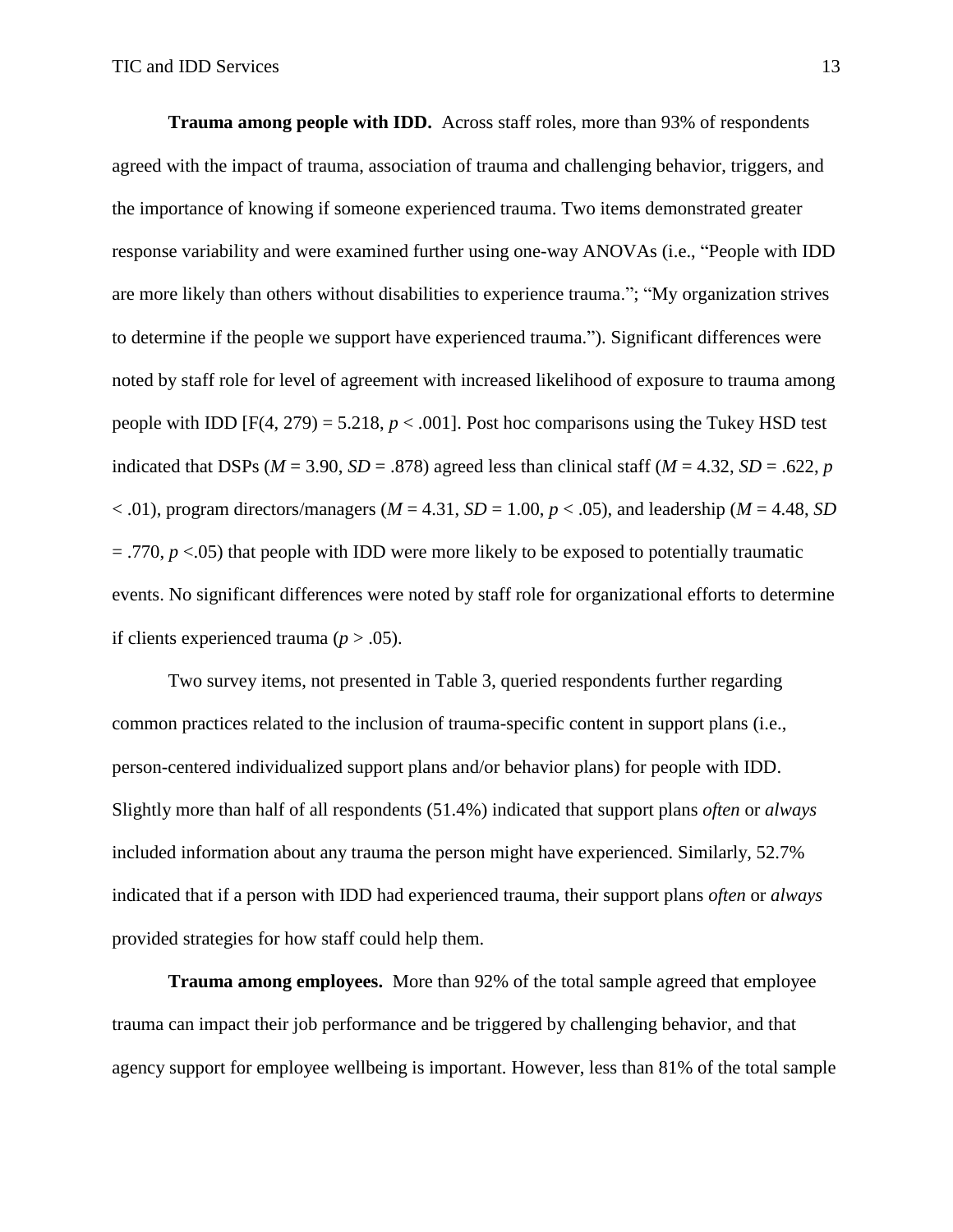**Trauma among people with IDD.** Across staff roles, more than 93% of respondents agreed with the impact of trauma, association of trauma and challenging behavior, triggers, and the importance of knowing if someone experienced trauma. Two items demonstrated greater response variability and were examined further using one-way ANOVAs (i.e., "People with IDD are more likely than others without disabilities to experience trauma."; "My organization strives to determine if the people we support have experienced trauma."). Significant differences were noted by staff role for level of agreement with increased likelihood of exposure to trauma among people with IDD [$F(4, 279) = 5.218$, $p < .001$]. Post hoc comparisons using the Tukey HSD test indicated that DSPs ($M = 3.90$, $SD = .878$) agreed less than clinical staff ($M = 4.32$, $SD = .622$, $p < .01$), program directors/managers ($M = 4.31$, $SD = 1.00$, $p < .05$), and leadership ($M = 4.48$, $SD = .770$, $p < .05$) that people with IDD were more likely to be exposed to potentially traumatic events. No significant differences were noted by staff role for organizational efforts to determine if clients experienced trauma ($p > .05$).

Two survey items, not presented in Table 3, queried respondents further regarding common practices related to the inclusion of trauma-specific content in support plans (i.e., person-centered individualized support plans and/or behavior plans) for people with IDD. Slightly more than half of all respondents (51.4%) indicated that support plans *often* or *always* included information about any trauma the person might have experienced. Similarly, 52.7% indicated that if a person with IDD had experienced trauma, their support plans *often* or *always* provided strategies for how staff could help them.

**Trauma among employees.** More than 92% of the total sample agreed that employee trauma can impact their job performance and be triggered by challenging behavior, and that agency support for employee wellbeing is important. However, less than 81% of the total sample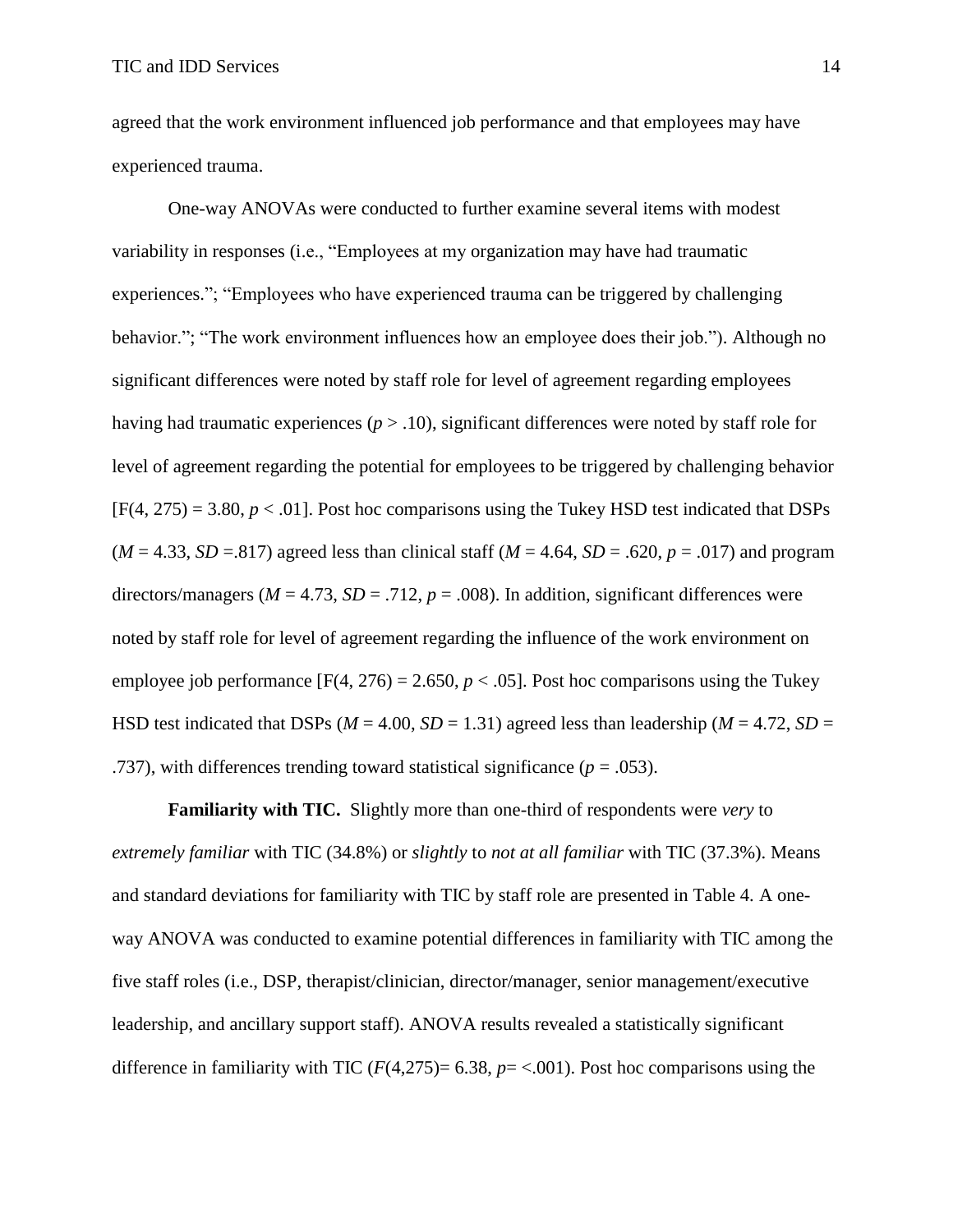agreed that the work environment influenced job performance and that employees may have experienced trauma.

One-way ANOVAs were conducted to further examine several items with modest variability in responses (i.e., “Employees at my organization may have had traumatic experiences.”; “Employees who have experienced trauma can be triggered by challenging behavior.”; “The work environment influences how an employee does their job.”). Although no significant differences were noted by staff role for level of agreement regarding employees having had traumatic experiences ($p > .10$), significant differences were noted by staff role for level of agreement regarding the potential for employees to be triggered by challenging behavior [$F(4, 275) = 3.80$, $p < .01$]. Post hoc comparisons using the Tukey HSD test indicated that DSPs ($M = 4.33$, $SD = .817$) agreed less than clinical staff ($M = 4.64$, $SD = .620$, $p = .017$) and program directors/managers ($M = 4.73$, $SD = .712$, $p = .008$). In addition, significant differences were noted by staff role for level of agreement regarding the influence of the work environment on employee job performance [$F(4, 276) = 2.650$, $p < .05$]. Post hoc comparisons using the Tukey HSD test indicated that DSPs ($M = 4.00$, $SD = 1.31$) agreed less than leadership ($M = 4.72$, $SD = .737$), with differences trending toward statistical significance ($p = .053$).

**Familiarity with TIC.** Slightly more than one-third of respondents were *very* to *extremely familiar* with TIC (34.8%) or *slightly* to *not at all familiar* with TIC (37.3%). Means and standard deviations for familiarity with TIC by staff role are presented in Table 4. A one-way ANOVA was conducted to examine potential differences in familiarity with TIC among the five staff roles (i.e., DSP, therapist/clinician, director/manager, senior management/executive leadership, and ancillary support staff). ANOVA results revealed a statistically significant difference in familiarity with TIC ($F(4,275) = 6.38$, $p = < .001$). Post hoc comparisons using the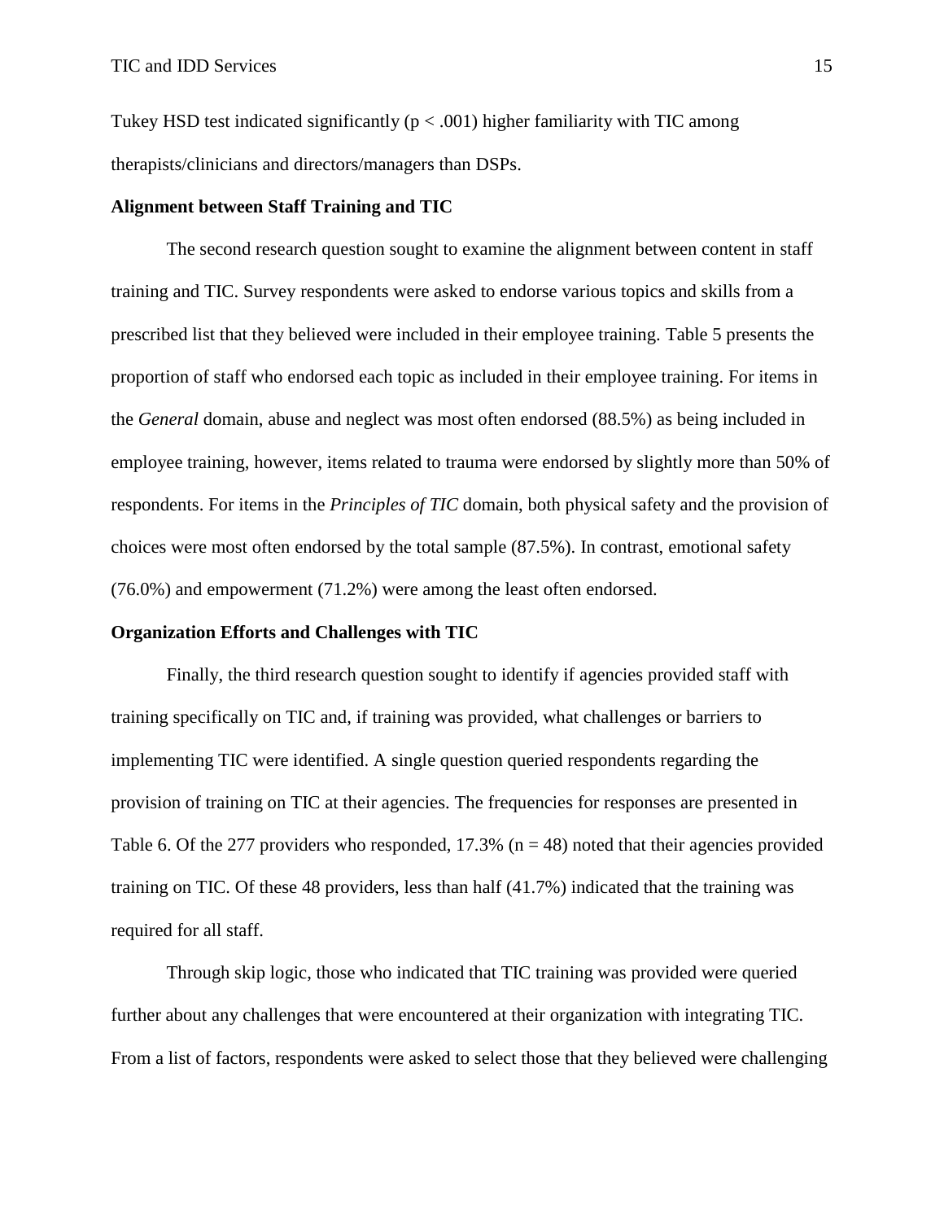Tukey HSD test indicated significantly ($p < .001$) higher familiarity with TIC among therapists/clinicians and directors/managers than DSPs.

## Alignment between Staff Training and TIC

The second research question sought to examine the alignment between content in staff training and TIC. Survey respondents were asked to endorse various topics and skills from a prescribed list that they believed were included in their employee training. Table 5 presents the proportion of staff who endorsed each topic as included in their employee training. For items in the *General* domain, abuse and neglect was most often endorsed (88.5%) as being included in employee training, however, items related to trauma were endorsed by slightly more than 50% of respondents. For items in the *Principles of TIC* domain, both physical safety and the provision of choices were most often endorsed by the total sample (87.5%). In contrast, emotional safety (76.0%) and empowerment (71.2%) were among the least often endorsed.

## Organization Efforts and Challenges with TIC

Finally, the third research question sought to identify if agencies provided staff with training specifically on TIC and, if training was provided, what challenges or barriers to implementing TIC were identified. A single question queried respondents regarding the provision of training on TIC at their agencies. The frequencies for responses are presented in Table 6. Of the 277 providers who responded, 17.3% ($n = 48$) noted that their agencies provided training on TIC. Of these 48 providers, less than half (41.7%) indicated that the training was required for all staff.

Through skip logic, those who indicated that TIC training was provided were queried further about any challenges that were encountered at their organization with integrating TIC. From a list of factors, respondents were asked to select those that they believed were challenging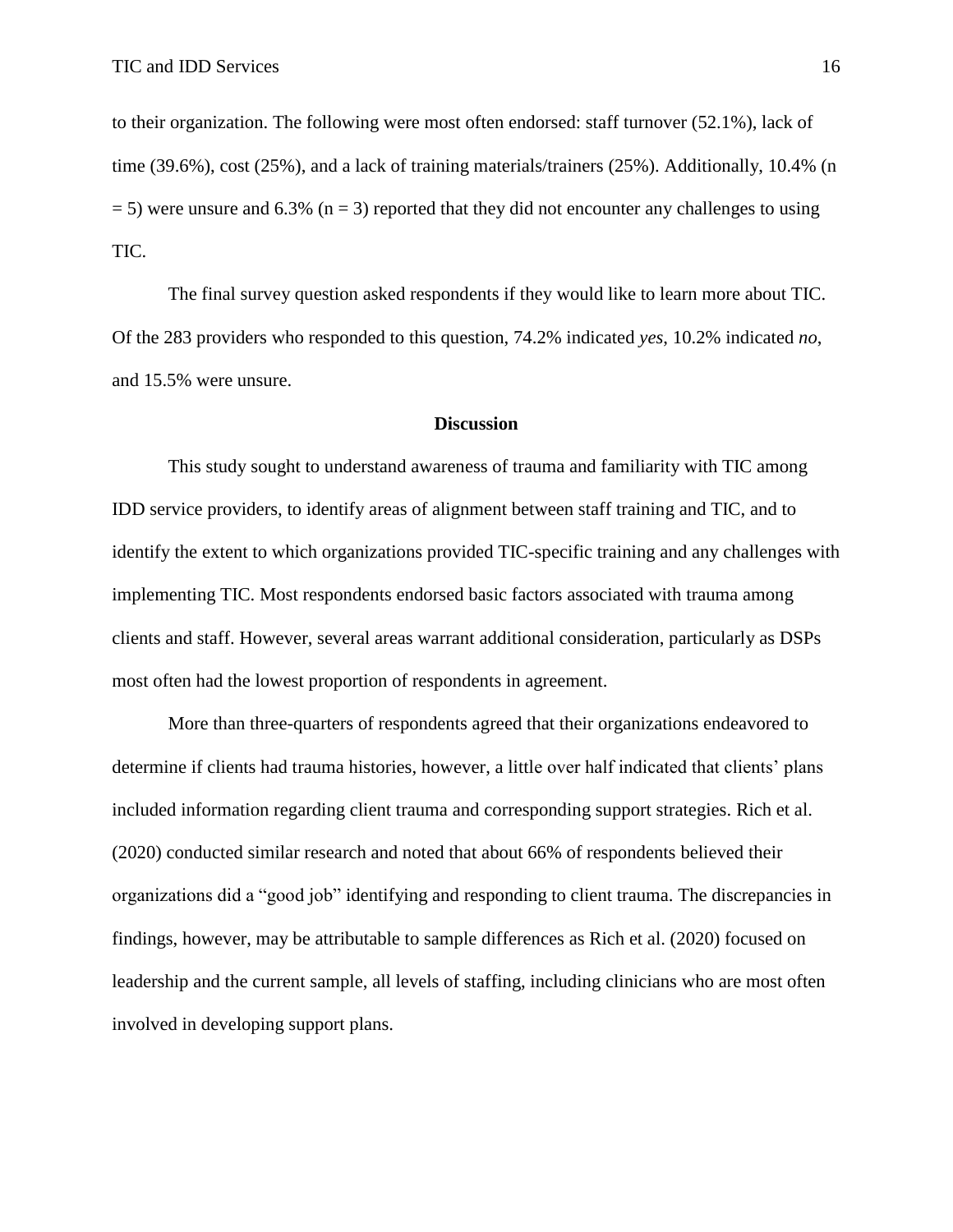to their organization. The following were most often endorsed: staff turnover (52.1%), lack of time (39.6%), cost (25%), and a lack of training materials/trainers (25%). Additionally, 10.4% ($n = 5$) were unsure and 6.3% ($n = 3$) reported that they did not encounter any challenges to using TIC.

The final survey question asked respondents if they would like to learn more about TIC. Of the 283 providers who responded to this question, 74.2% indicated *yes*, 10.2% indicated *no*, and 15.5% were unsure.

## Discussion

This study sought to understand awareness of trauma and familiarity with TIC among IDD service providers, to identify areas of alignment between staff training and TIC, and to identify the extent to which organizations provided TIC-specific training and any challenges with implementing TIC. Most respondents endorsed basic factors associated with trauma among clients and staff. However, several areas warrant additional consideration, particularly as DSPs most often had the lowest proportion of respondents in agreement.

More than three-quarters of respondents agreed that their organizations endeavored to determine if clients had trauma histories, however, a little over half indicated that clients' plans included information regarding client trauma and corresponding support strategies. Rich et al. (2020) conducted similar research and noted that about 66% of respondents believed their organizations did a "good job" identifying and responding to client trauma. The discrepancies in findings, however, may be attributable to sample differences as Rich et al. (2020) focused on leadership and the current sample, all levels of staffing, including clinicians who are most often involved in developing support plans.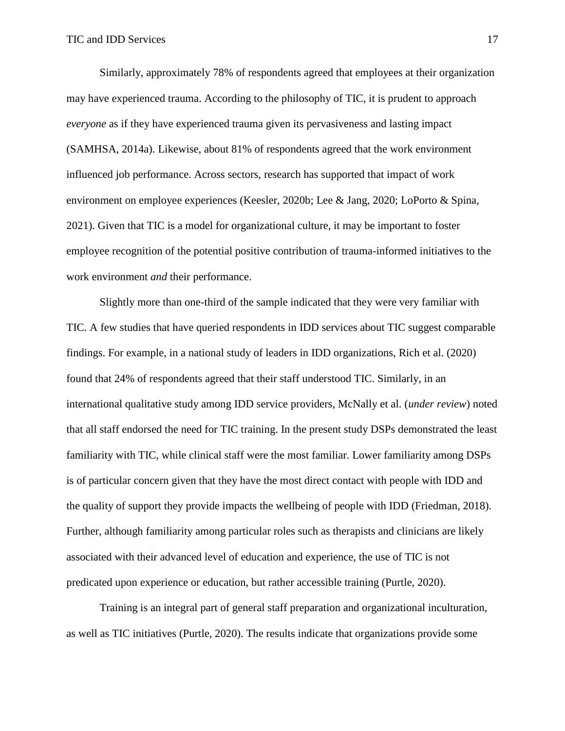Similarly, approximately 78% of respondents agreed that employees at their organization may have experienced trauma. According to the philosophy of TIC, it is prudent to approach *everyone* as if they have experienced trauma given its pervasiveness and lasting impact (SAMHSA, 2014a). Likewise, about 81% of respondents agreed that the work environment influenced job performance. Across sectors, research has supported that impact of work environment on employee experiences (Keesler, 2020b; Lee & Jang, 2020; LoPorto & Spina, 2021). Given that TIC is a model for organizational culture, it may be important to foster employee recognition of the potential positive contribution of trauma-informed initiatives to the work environment *and* their performance.

Slightly more than one-third of the sample indicated that they were very familiar with TIC. A few studies that have queried respondents in IDD services about TIC suggest comparable findings. For example, in a national study of leaders in IDD organizations, Rich et al. (2020) found that 24% of respondents agreed that their staff understood TIC. Similarly, in an international qualitative study among IDD service providers, McNally et al. (*under review*) noted that all staff endorsed the need for TIC training. In the present study DSPs demonstrated the least familiarity with TIC, while clinical staff were the most familiar. Lower familiarity among DSPs is of particular concern given that they have the most direct contact with people with IDD and the quality of support they provide impacts the wellbeing of people with IDD (Friedman, 2018). Further, although familiarity among particular roles such as therapists and clinicians are likely associated with their advanced level of education and experience, the use of TIC is not predicated upon experience or education, but rather accessible training (Purtle, 2020).

Training is an integral part of general staff preparation and organizational inculturation, as well as TIC initiatives (Purtle, 2020). The results indicate that organizations provide some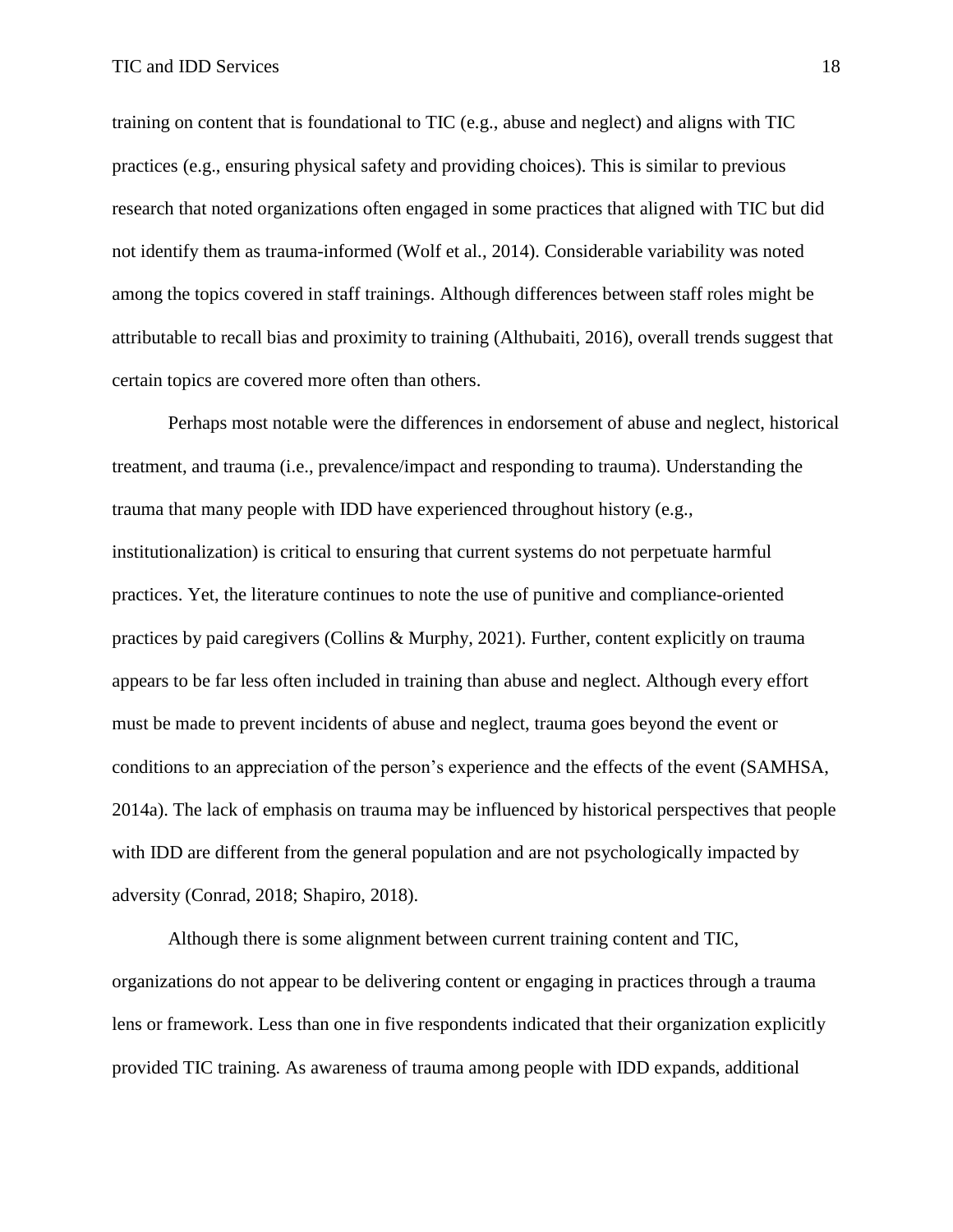training on content that is foundational to TIC (e.g., abuse and neglect) and aligns with TIC practices (e.g., ensuring physical safety and providing choices). This is similar to previous research that noted organizations often engaged in some practices that aligned with TIC but did not identify them as trauma-informed (Wolf et al., 2014). Considerable variability was noted among the topics covered in staff trainings. Although differences between staff roles might be attributable to recall bias and proximity to training (Althubaiti, 2016), overall trends suggest that certain topics are covered more often than others.

Perhaps most notable were the differences in endorsement of abuse and neglect, historical treatment, and trauma (i.e., prevalence/impact and responding to trauma). Understanding the trauma that many people with IDD have experienced throughout history (e.g., institutionalization) is critical to ensuring that current systems do not perpetuate harmful practices. Yet, the literature continues to note the use of punitive and compliance-oriented practices by paid caregivers (Collins & Murphy, 2021). Further, content explicitly on trauma appears to be far less often included in training than abuse and neglect. Although every effort must be made to prevent incidents of abuse and neglect, trauma goes beyond the event or conditions to an appreciation of the person's experience and the effects of the event (SAMHSA, 2014a). The lack of emphasis on trauma may be influenced by historical perspectives that people with IDD are different from the general population and are not psychologically impacted by adversity (Conrad, 2018; Shapiro, 2018).

Although there is some alignment between current training content and TIC, organizations do not appear to be delivering content or engaging in practices through a trauma lens or framework. Less than one in five respondents indicated that their organization explicitly provided TIC training. As awareness of trauma among people with IDD expands, additional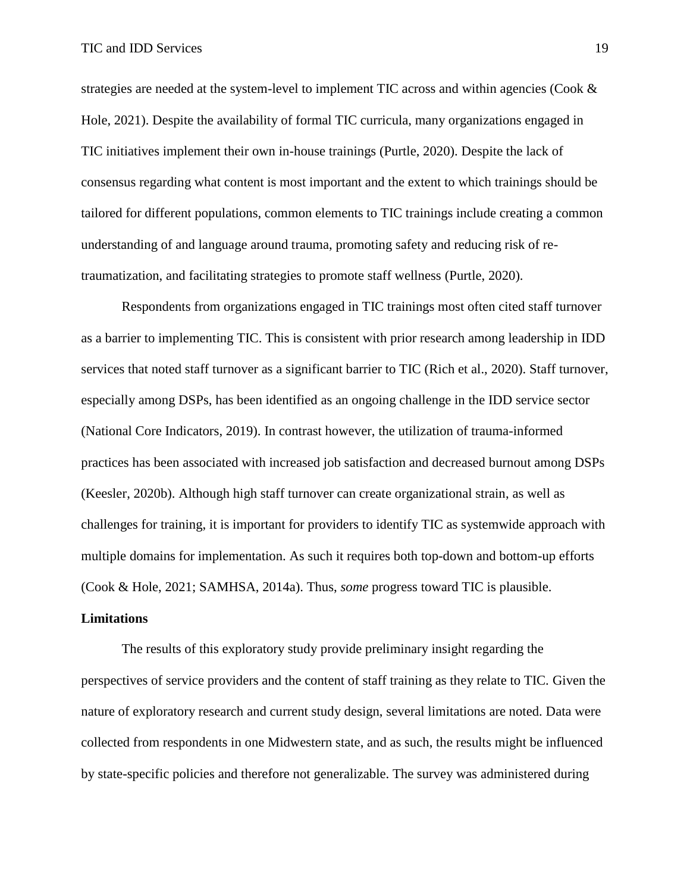strategies are needed at the system-level to implement TIC across and within agencies (Cook & Hole, 2021). Despite the availability of formal TIC curricula, many organizations engaged in TIC initiatives implement their own in-house trainings (Purtle, 2020). Despite the lack of consensus regarding what content is most important and the extent to which trainings should be tailored for different populations, common elements to TIC trainings include creating a common understanding of and language around trauma, promoting safety and reducing risk of re-traumatization, and facilitating strategies to promote staff wellness (Purtle, 2020).

Respondents from organizations engaged in TIC trainings most often cited staff turnover as a barrier to implementing TIC. This is consistent with prior research among leadership in IDD services that noted staff turnover as a significant barrier to TIC (Rich et al., 2020). Staff turnover, especially among DSPs, has been identified as an ongoing challenge in the IDD service sector (National Core Indicators, 2019). In contrast however, the utilization of trauma-informed practices has been associated with increased job satisfaction and decreased burnout among DSPs (Keesler, 2020b). Although high staff turnover can create organizational strain, as well as challenges for training, it is important for providers to identify TIC as systemwide approach with multiple domains for implementation. As such it requires both top-down and bottom-up efforts (Cook & Hole, 2021; SAMHSA, 2014a). Thus, *some* progress toward TIC is plausible.

## Limitations

The results of this exploratory study provide preliminary insight regarding the perspectives of service providers and the content of staff training as they relate to TIC. Given the nature of exploratory research and current study design, several limitations are noted. Data were collected from respondents in one Midwestern state, and as such, the results might be influenced by state-specific policies and therefore not generalizable. The survey was administered during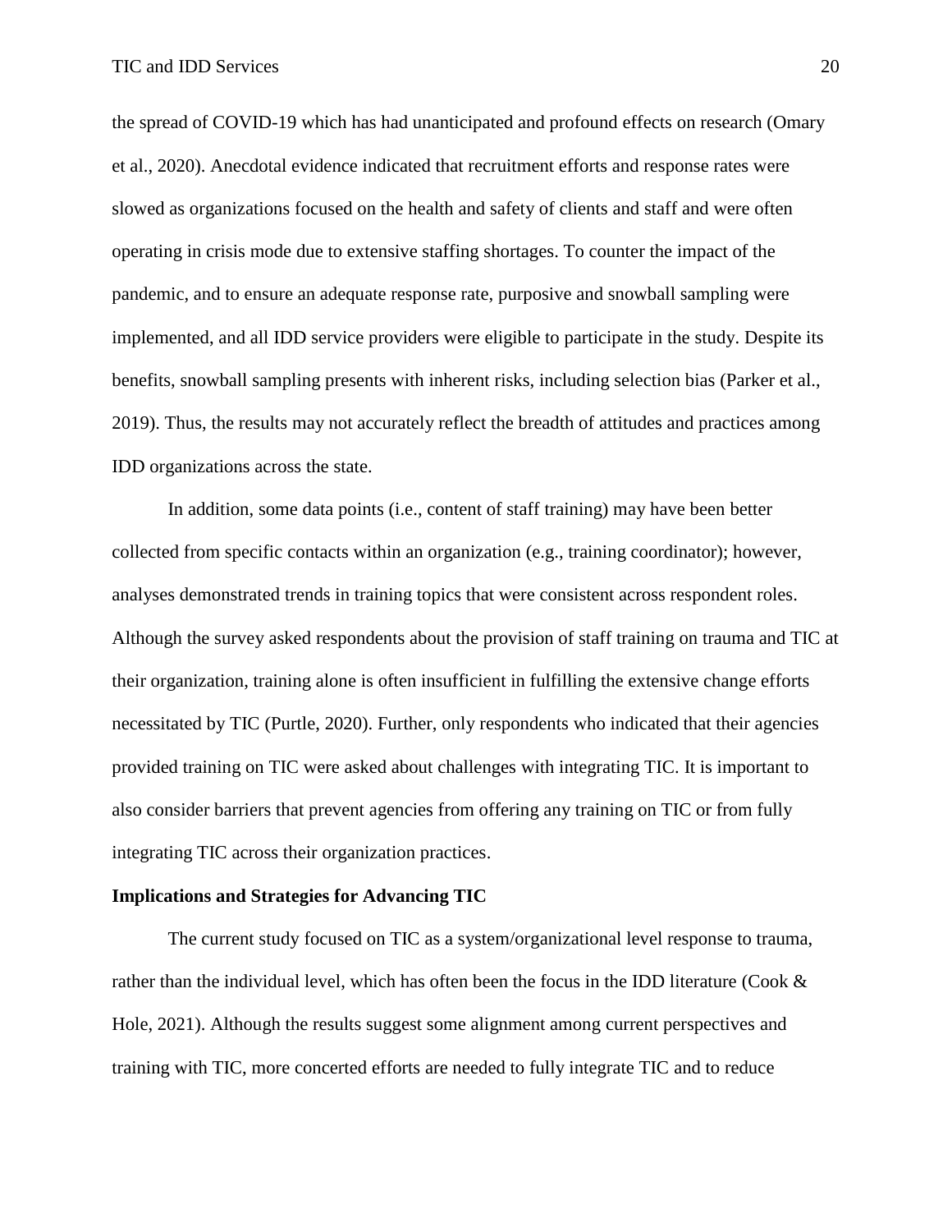the spread of COVID-19 which has had unanticipated and profound effects on research (Omary et al., 2020). Anecdotal evidence indicated that recruitment efforts and response rates were slowed as organizations focused on the health and safety of clients and staff and were often operating in crisis mode due to extensive staffing shortages. To counter the impact of the pandemic, and to ensure an adequate response rate, purposive and snowball sampling were implemented, and all IDD service providers were eligible to participate in the study. Despite its benefits, snowball sampling presents with inherent risks, including selection bias (Parker et al., 2019). Thus, the results may not accurately reflect the breadth of attitudes and practices among IDD organizations across the state.

In addition, some data points (i.e., content of staff training) may have been better collected from specific contacts within an organization (e.g., training coordinator); however, analyses demonstrated trends in training topics that were consistent across respondent roles. Although the survey asked respondents about the provision of staff training on trauma and TIC at their organization, training alone is often insufficient in fulfilling the extensive change efforts necessitated by TIC (Purtle, 2020). Further, only respondents who indicated that their agencies provided training on TIC were asked about challenges with integrating TIC. It is important to also consider barriers that prevent agencies from offering any training on TIC or from fully integrating TIC across their organization practices.

**Implications and Strategies for Advancing TIC**

The current study focused on TIC as a system/organizational level response to trauma, rather than the individual level, which has often been the focus in the IDD literature (Cook & Hole, 2021). Although the results suggest some alignment among current perspectives and training with TIC, more concerted efforts are needed to fully integrate TIC and to reduce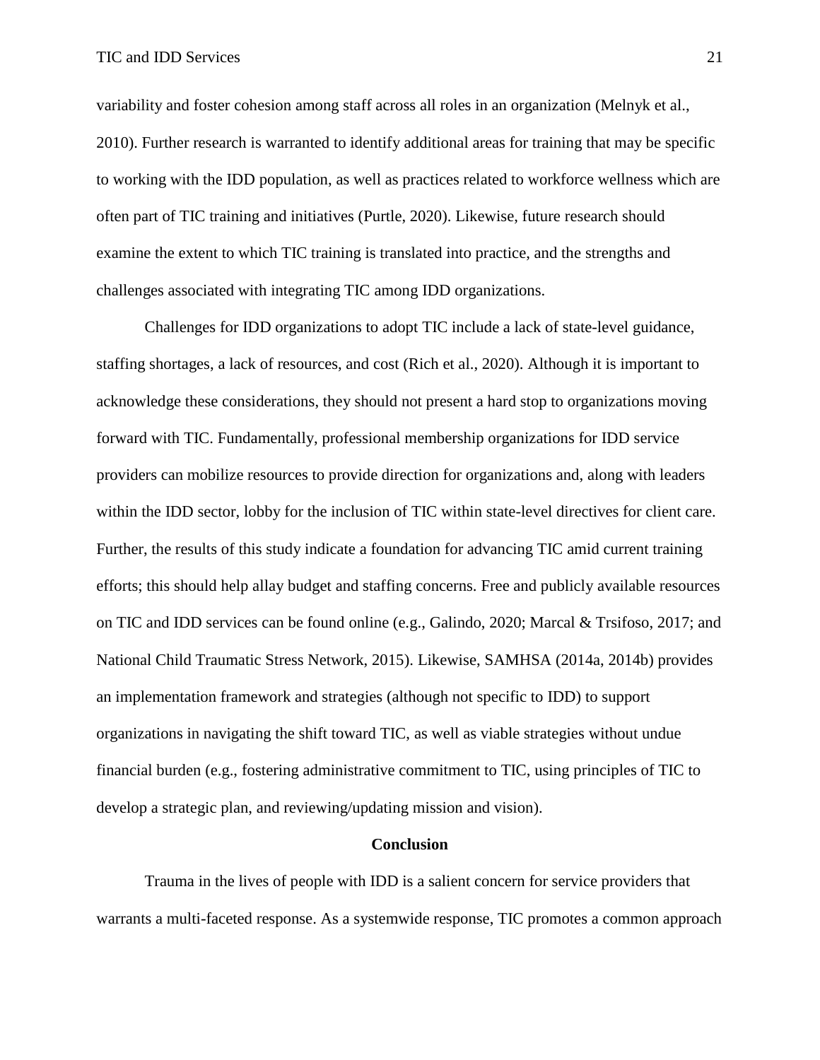variability and foster cohesion among staff across all roles in an organization (Melnyk et al., 2010). Further research is warranted to identify additional areas for training that may be specific to working with the IDD population, as well as practices related to workforce wellness which are often part of TIC training and initiatives (Purtle, 2020). Likewise, future research should examine the extent to which TIC training is translated into practice, and the strengths and challenges associated with integrating TIC among IDD organizations.

Challenges for IDD organizations to adopt TIC include a lack of state-level guidance, staffing shortages, a lack of resources, and cost (Rich et al., 2020). Although it is important to acknowledge these considerations, they should not present a hard stop to organizations moving forward with TIC. Fundamentally, professional membership organizations for IDD service providers can mobilize resources to provide direction for organizations and, along with leaders within the IDD sector, lobby for the inclusion of TIC within state-level directives for client care. Further, the results of this study indicate a foundation for advancing TIC amid current training efforts; this should help allay budget and staffing concerns. Free and publicly available resources on TIC and IDD services can be found online (e.g., Galindo, 2020; Marcal & Trsifoso, 2017; and National Child Traumatic Stress Network, 2015). Likewise, SAMHSA (2014a, 2014b) provides an implementation framework and strategies (although not specific to IDD) to support organizations in navigating the shift toward TIC, as well as viable strategies without undue financial burden (e.g., fostering administrative commitment to TIC, using principles of TIC to develop a strategic plan, and reviewing/updating mission and vision).

## Conclusion

Trauma in the lives of people with IDD is a salient concern for service providers that warrants a multi-faceted response. As a systemwide response, TIC promotes a common approach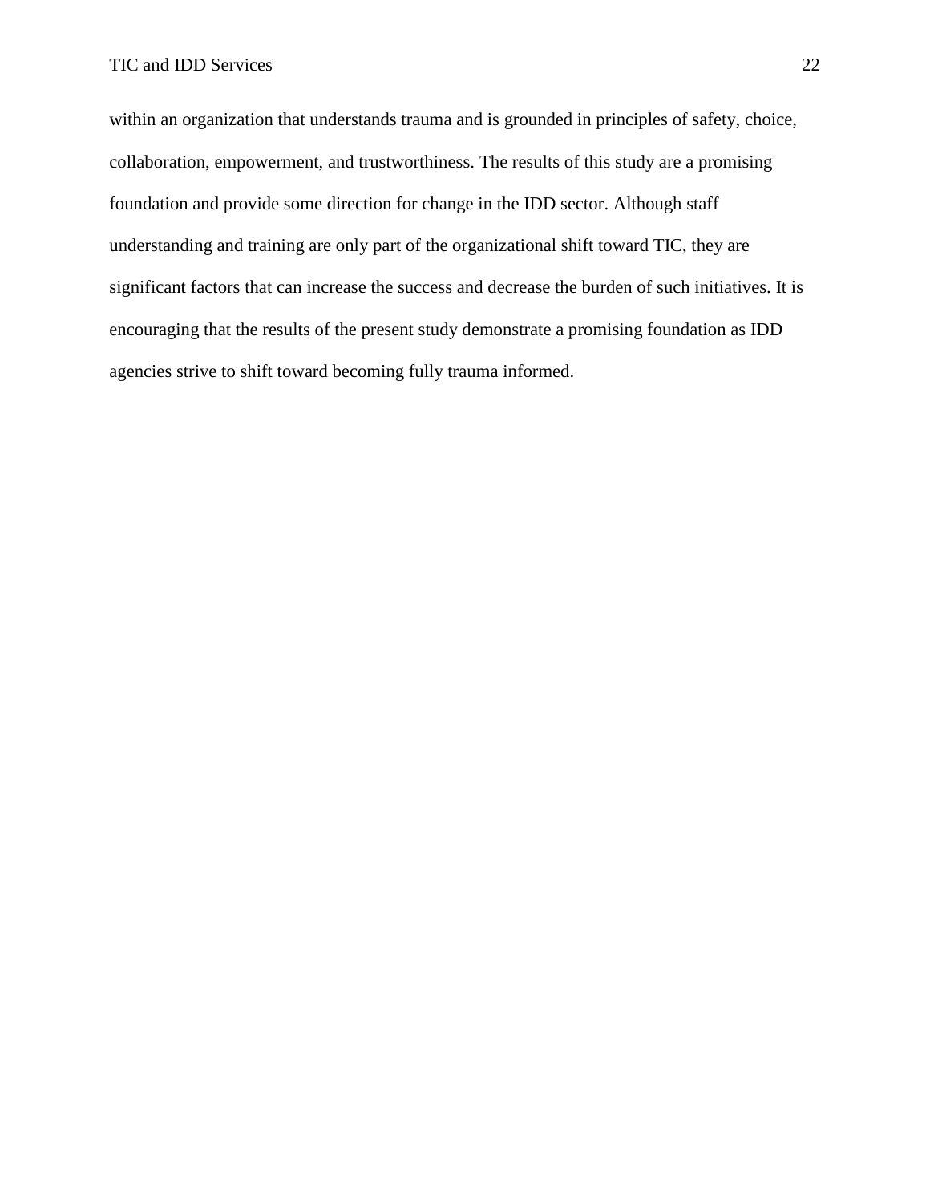within an organization that understands trauma and is grounded in principles of safety, choice, collaboration, empowerment, and trustworthiness. The results of this study are a promising foundation and provide some direction for change in the IDD sector. Although staff understanding and training are only part of the organizational shift toward TIC, they are significant factors that can increase the success and decrease the burden of such initiatives. It is encouraging that the results of the present study demonstrate a promising foundation as IDD agencies strive to shift toward becoming fully trauma informed.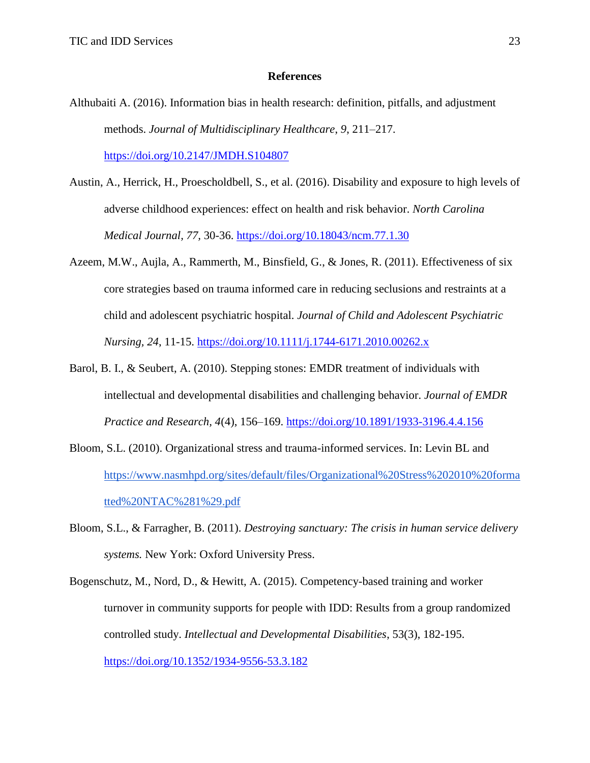## References

Althubaiti A. (2016). Information bias in health research: definition, pitfalls, and adjustment methods. *Journal of Multidisciplinary Healthcare*, *9*, 211–217. https://doi.org/10.2147/JMDH.S104807

Austin, A., Herrick, H., Proescholdbell, S., et al. (2016). Disability and exposure to high levels of adverse childhood experiences: effect on health and risk behavior. *North Carolina Medical Journal*, *77*, 30-36. https://doi.org/10.18043/ncm.77.1.30

Azeem, M.W., Aujla, A., Rammerth, M., Binsfield, G., & Jones, R. (2011). Effectiveness of six core strategies based on trauma informed care in reducing seclusions and restraints at a child and adolescent psychiatric hospital. *Journal of Child and Adolescent Psychiatric Nursing*, *24*, 11-15. https://doi.org/10.1111/j.1744-6171.2010.00262.x

Barol, B. I., & Seubert, A. (2010). Stepping stones: EMDR treatment of individuals with intellectual and developmental disabilities and challenging behavior. *Journal of EMDR Practice and Research*, *4*(4), 156–169. https://doi.org/10.1891/1933-3196.4.4.156

Bloom, S.L. (2010). Organizational stress and trauma-informed services. In: Levin BL and https://www.nasmhpd.org/sites/default/files/Organizational%20Stress%202010%20formatted%20NTAC%281%29.pdf

Bloom, S.L., & Farragher, B. (2011). *Destroying sanctuary: The crisis in human service delivery systems.* New York: Oxford University Press.

Bogenschutz, M., Nord, D., & Hewitt, A. (2015). Competency-based training and worker turnover in community supports for people with IDD: Results from a group randomized controlled study. *Intellectual and Developmental Disabilities*, 53(3), 182-195. https://doi.org/10.1352/1934-9556-53.3.182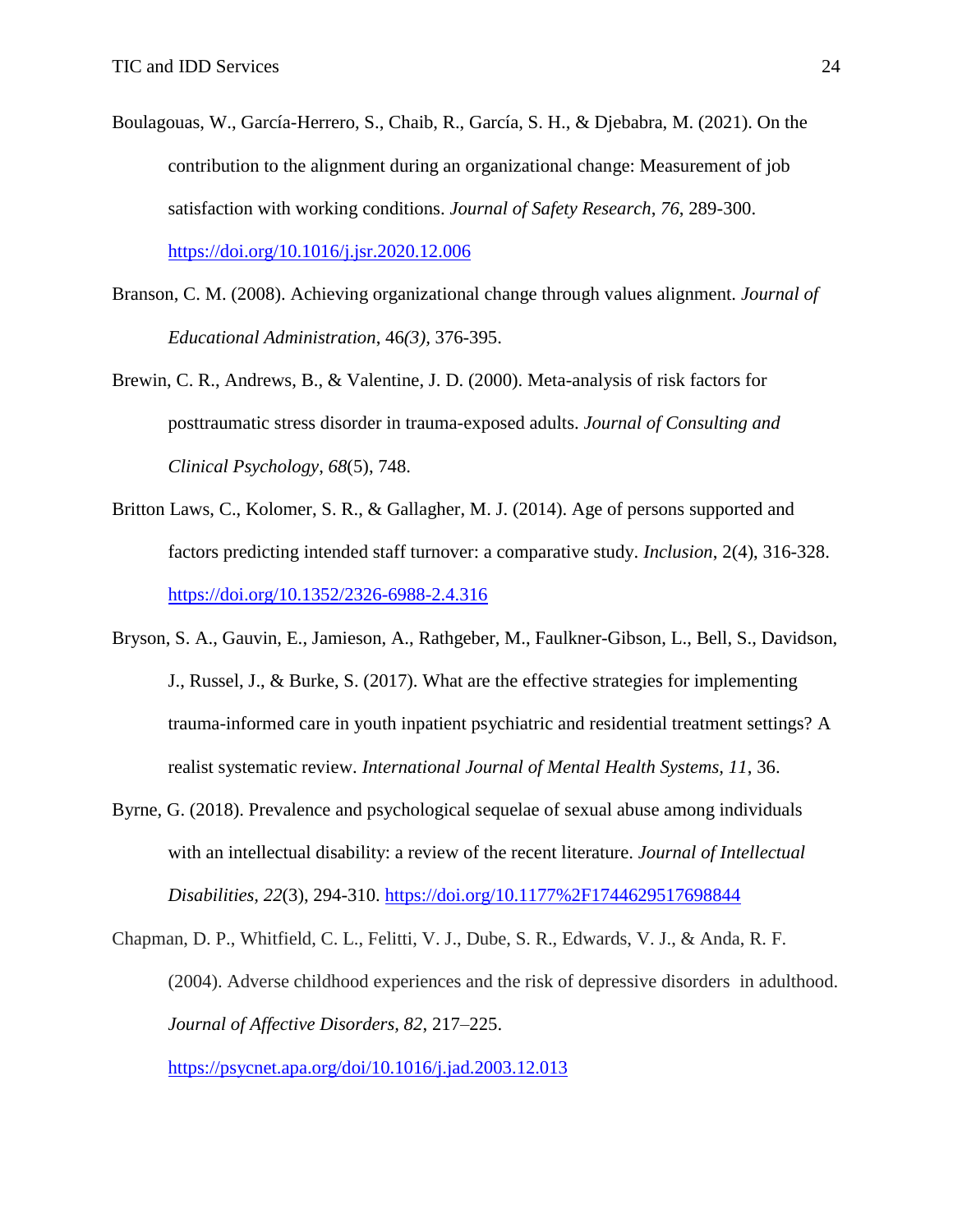Boulagouas, W., García-Herrero, S., Chaib, R., García, S. H., & Djebabra, M. (2021). On the contribution to the alignment during an organizational change: Measurement of job satisfaction with working conditions. *Journal of Safety Research*, *76*, 289-300. https://doi.org/10.1016/j.jsr.2020.12.006

Branson, C. M. (2008). Achieving organizational change through values alignment. *Journal of Educational Administration*, 46*(3)*, 376-395.

Brewin, C. R., Andrews, B., & Valentine, J. D. (2000). Meta-analysis of risk factors for posttraumatic stress disorder in trauma-exposed adults. *Journal of Consulting and Clinical Psychology*, *68*(5), 748.

Britton Laws, C., Kolomer, S. R., & Gallagher, M. J. (2014). Age of persons supported and factors predicting intended staff turnover: a comparative study. *Inclusion*, 2(4), 316-328. https://doi.org/10.1352/2326-6988-2.4.316

Bryson, S. A., Gauvin, E., Jamieson, A., Rathgeber, M., Faulkner-Gibson, L., Bell, S., Davidson, J., Russel, J., & Burke, S. (2017). What are the effective strategies for implementing trauma-informed care in youth inpatient psychiatric and residential treatment settings? A realist systematic review. *International Journal of Mental Health Systems, 11*, 36.

Byrne, G. (2018). Prevalence and psychological sequelae of sexual abuse among individuals with an intellectual disability: a review of the recent literature. *Journal of Intellectual Disabilities, 22*(3), 294-310. https://doi.org/10.1177%2F1744629517698844

Chapman, D. P., Whitfield, C. L., Felitti, V. J., Dube, S. R., Edwards, V. J., & Anda, R. F. (2004). Adverse childhood experiences and the risk of depressive disorders in adulthood. *Journal of Affective Disorders, 82*, 217–225. https://psycnet.apa.org/doi/10.1016/j.jad.2003.12.013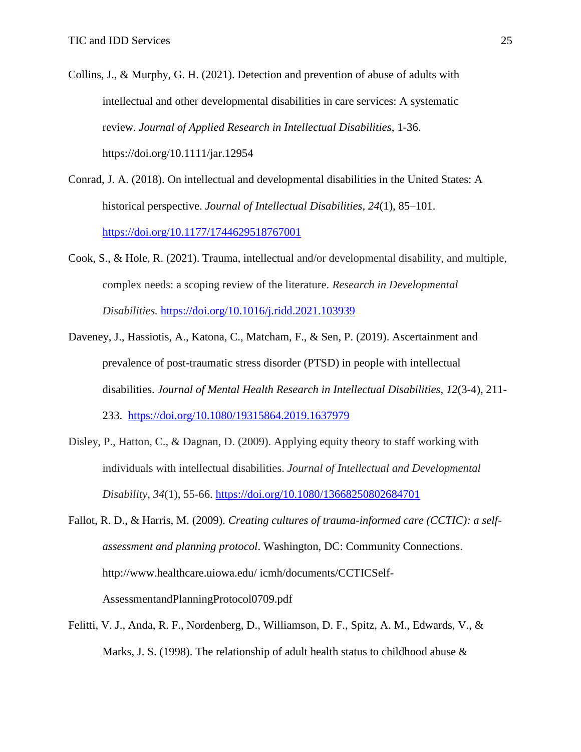Collins, J., & Murphy, G. H. (2021). Detection and prevention of abuse of adults with intellectual and other developmental disabilities in care services: A systematic review. *Journal of Applied Research in Intellectual Disabilities*, 1-36. https://doi.org/10.1111/jar.12954

Conrad, J. A. (2018). On intellectual and developmental disabilities in the United States: A historical perspective. *Journal of Intellectual Disabilities*, *24*(1), 85–101. https://doi.org/10.1177/1744629518767001

Cook, S., & Hole, R. (2021). Trauma, intellectual and/or developmental disability, and multiple, complex needs: a scoping review of the literature. *Research in Developmental Disabilities.* https://doi.org/10.1016/j.ridd.2021.103939

Daveney, J., Hassiotis, A., Katona, C., Matcham, F., & Sen, P. (2019). Ascertainment and prevalence of post-traumatic stress disorder (PTSD) in people with intellectual disabilities. *Journal of Mental Health Research in Intellectual Disabilities*, *12*(3-4), 211-233. https://doi.org/10.1080/19315864.2019.1637979

Disley, P., Hatton, C., & Dagnan, D. (2009). Applying equity theory to staff working with individuals with intellectual disabilities. *Journal of Intellectual and Developmental Disability*, *34*(1), 55-66. https://doi.org/10.1080/13668250802684701

Fallot, R. D., & Harris, M. (2009). *Creating cultures of trauma-informed care (CCTIC): a self-assessment and planning protocol*. Washington, DC: Community Connections. http://www.healthcare.uiowa.edu/ icmh/documents/CCTICSelf-AssessmentandPlanningProtocol0709.pdf

Felitti, V. J., Anda, R. F., Nordenberg, D., Williamson, D. F., Spitz, A. M., Edwards, V., & Marks, J. S. (1998). The relationship of adult health status to childhood abuse &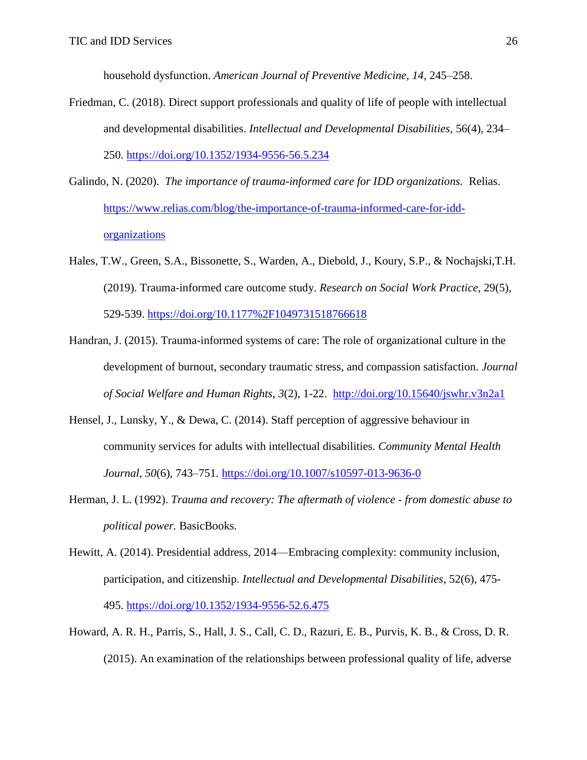household dysfunction. *American Journal of Preventive Medicine, 14*, 245–258.

Friedman, C. (2018). Direct support professionals and quality of life of people with intellectual and developmental disabilities. *Intellectual and Developmental Disabilities,* 56(4), 234–250. https://doi.org/10.1352/1934-9556-56.5.234

Galindo, N. (2020). *The importance of trauma-informed care for IDD organizations.* Relias. https://www.relias.com/blog/the-importance-of-trauma-informed-care-for-idd-organizations

Hales, T.W., Green, S.A., Bissonette, S., Warden, A., Diebold, J., Koury, S.P., & Nochajski,T.H. (2019). Trauma-informed care outcome study. *Research on Social Work Practice*, 29(5), 529-539. https://doi.org/10.1177%2F1049731518766618

Handran, J. (2015). Trauma-informed systems of care: The role of organizational culture in the development of burnout, secondary traumatic stress, and compassion satisfaction. *Journal of Social Welfare and Human Rights, 3*(2), 1-22. http://doi.org/10.15640/jswhr.v3n2a1

Hensel, J., Lunsky, Y., & Dewa, C. (2014). Staff perception of aggressive behaviour in community services for adults with intellectual disabilities. *Community Mental Health Journal*, *50*(6), 743–751. https://doi.org/10.1007/s10597-013-9636-0

Herman, J. L. (1992). *Trauma and recovery: The aftermath of violence - from domestic abuse to political power.* BasicBooks.

Hewitt, A. (2014). Presidential address, 2014—Embracing complexity: community inclusion, participation, and citizenship. *Intellectual and Developmental Disabilities*, 52(6), 475-495. https://doi.org/10.1352/1934-9556-52.6.475

Howard, A. R. H., Parris, S., Hall, J. S., Call, C. D., Razuri, E. B., Purvis, K. B., & Cross, D. R. (2015). An examination of the relationships between professional quality of life, adverse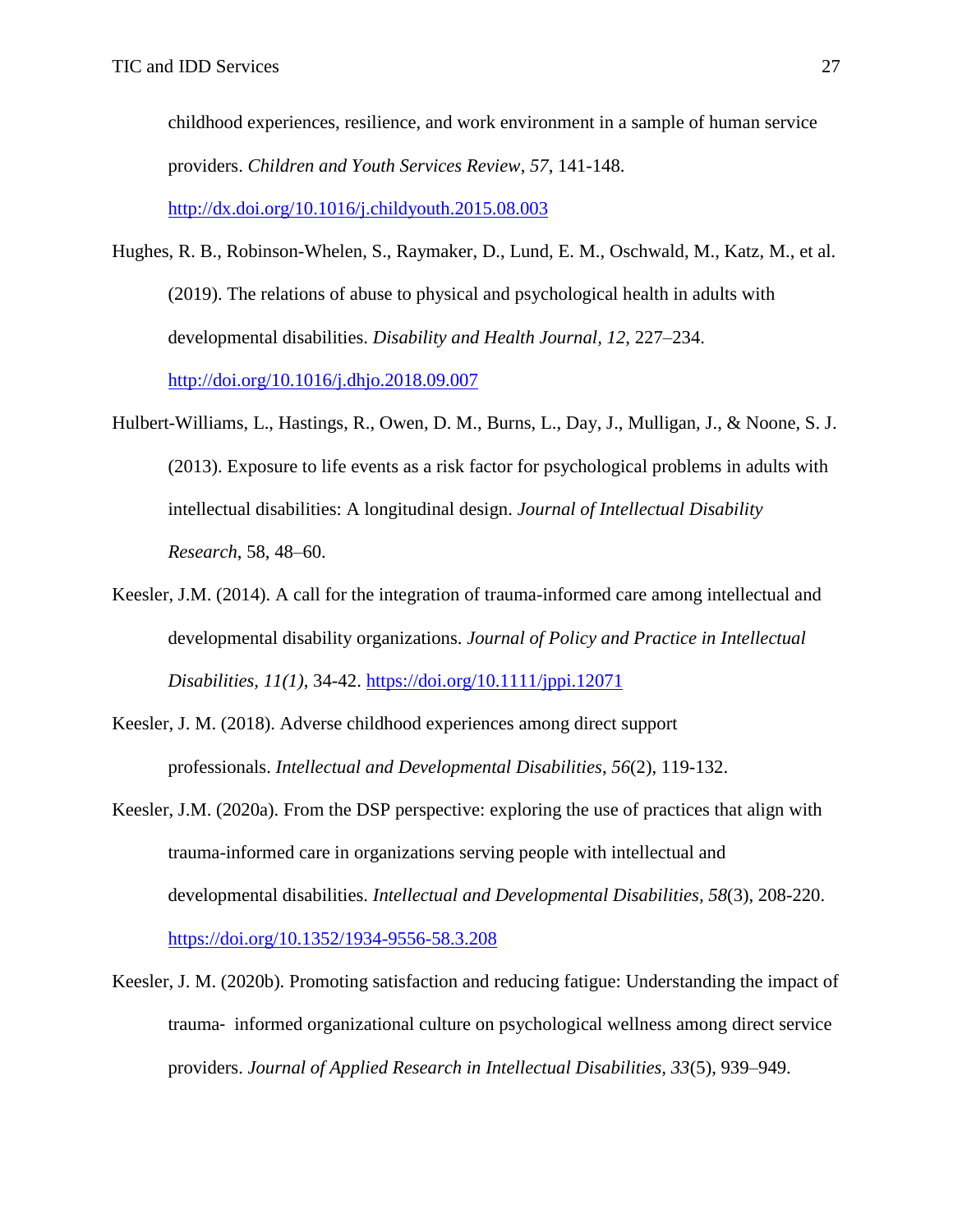childhood experiences, resilience, and work environment in a sample of human service providers. *Children and Youth Services Review*, *57*, 141-148. http://dx.doi.org/10.1016/j.childyouth.2015.08.003

Hughes, R. B., Robinson-Whelen, S., Raymaker, D., Lund, E. M., Oschwald, M., Katz, M., et al. (2019). The relations of abuse to physical and psychological health in adults with developmental disabilities. *Disability and Health Journal*, *12*, 227–234. http://doi.org/10.1016/j.dhjo.2018.09.007

Hulbert-Williams, L., Hastings, R., Owen, D. M., Burns, L., Day, J., Mulligan, J., & Noone, S. J. (2013). Exposure to life events as a risk factor for psychological problems in adults with intellectual disabilities: A longitudinal design. *Journal of Intellectual Disability Research*, 58, 48–60.

Keesler, J.M. (2014). A call for the integration of trauma-informed care among intellectual and developmental disability organizations. *Journal of Policy and Practice in Intellectual Disabilities*, *11(1)*, 34-42. https://doi.org/10.1111/jppi.12071

Keesler, J. M. (2018). Adverse childhood experiences among direct support professionals. *Intellectual and Developmental Disabilities*, *56*(2), 119-132.

Keesler, J.M. (2020a). From the DSP perspective: exploring the use of practices that align with trauma-informed care in organizations serving people with intellectual and developmental disabilities. *Intellectual and Developmental Disabilities*, *58*(3), 208-220. https://doi.org/10.1352/1934-9556-58.3.208

Keesler, J. M. (2020b). Promoting satisfaction and reducing fatigue: Understanding the impact of trauma- informed organizational culture on psychological wellness among direct service providers. *Journal of Applied Research in Intellectual Disabilities*, *33*(5), 939–949.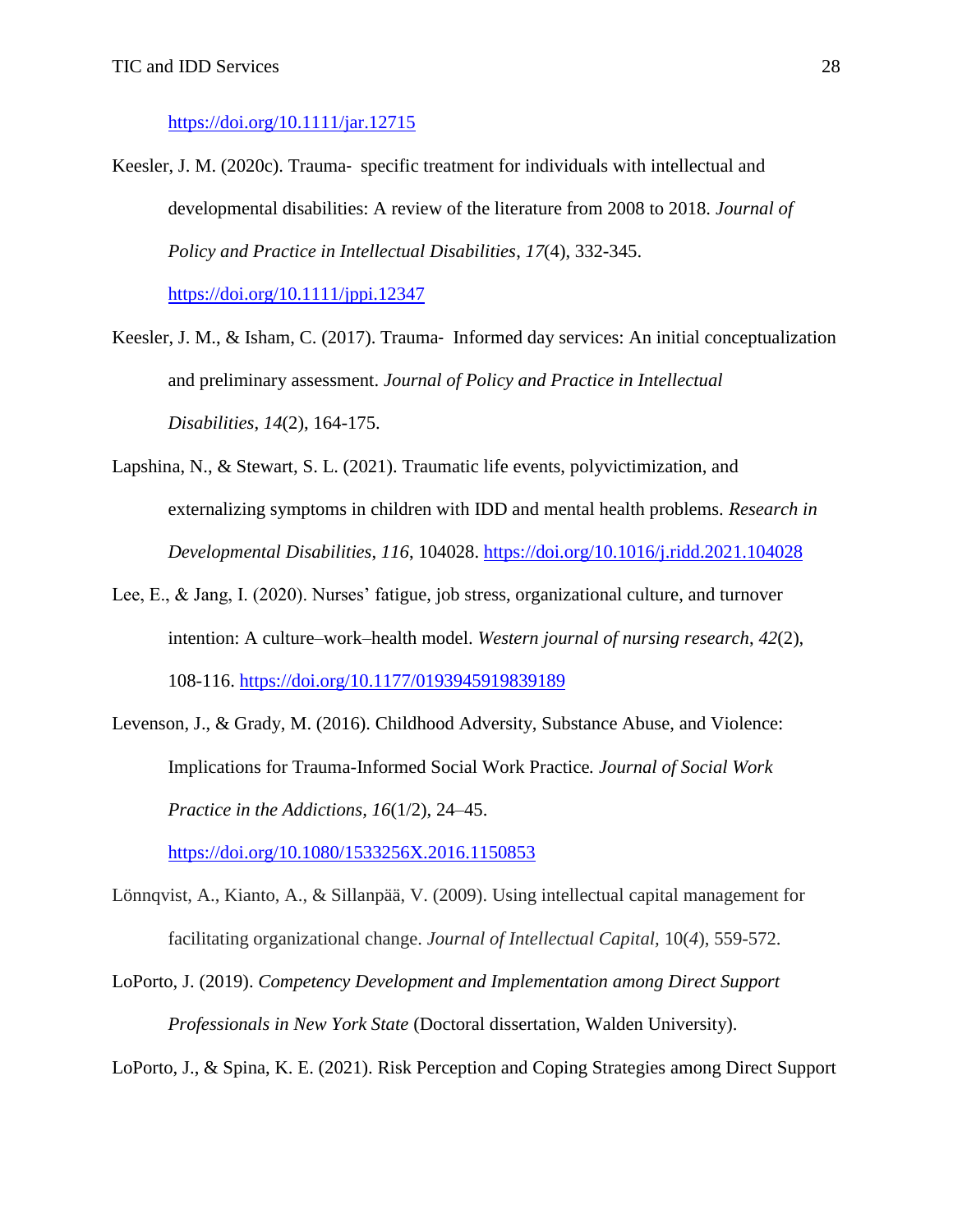https://doi.org/10.1111/jar.12715

Keesler, J. M. (2020c). Trauma- specific treatment for individuals with intellectual and developmental disabilities: A review of the literature from 2008 to 2018. *Journal of Policy and Practice in Intellectual Disabilities*, *17*(4), 332-345. https://doi.org/10.1111/jppi.12347

Keesler, J. M., & Isham, C. (2017). Trauma- Informed day services: An initial conceptualization and preliminary assessment. *Journal of Policy and Practice in Intellectual Disabilities*, *14*(2), 164-175.

Lapshina, N., & Stewart, S. L. (2021). Traumatic life events, polyvictimization, and externalizing symptoms in children with IDD and mental health problems. *Research in Developmental Disabilities*, *116*, 104028. https://doi.org/10.1016/j.ridd.2021.104028

Lee, E., & Jang, I. (2020). Nurses' fatigue, job stress, organizational culture, and turnover intention: A culture–work–health model. *Western journal of nursing research*, *42*(2), 108-116. https://doi.org/10.1177/0193945919839189

Levenson, J., & Grady, M. (2016). Childhood Adversity, Substance Abuse, and Violence: Implications for Trauma-Informed Social Work Practice. *Journal of Social Work Practice in the Addictions*, *16*(1/2), 24–45. https://doi.org/10.1080/1533256X.2016.1150853

Lönnqvist, A., Kianto, A., & Sillanpää, V. (2009). Using intellectual capital management for facilitating organizational change. *Journal of Intellectual Capital*, 10(*4*), 559-572.

LoPorto, J. (2019). *Competency Development and Implementation among Direct Support Professionals in New York State* (Doctoral dissertation, Walden University).

LoPorto, J., & Spina, K. E. (2021). Risk Perception and Coping Strategies among Direct Support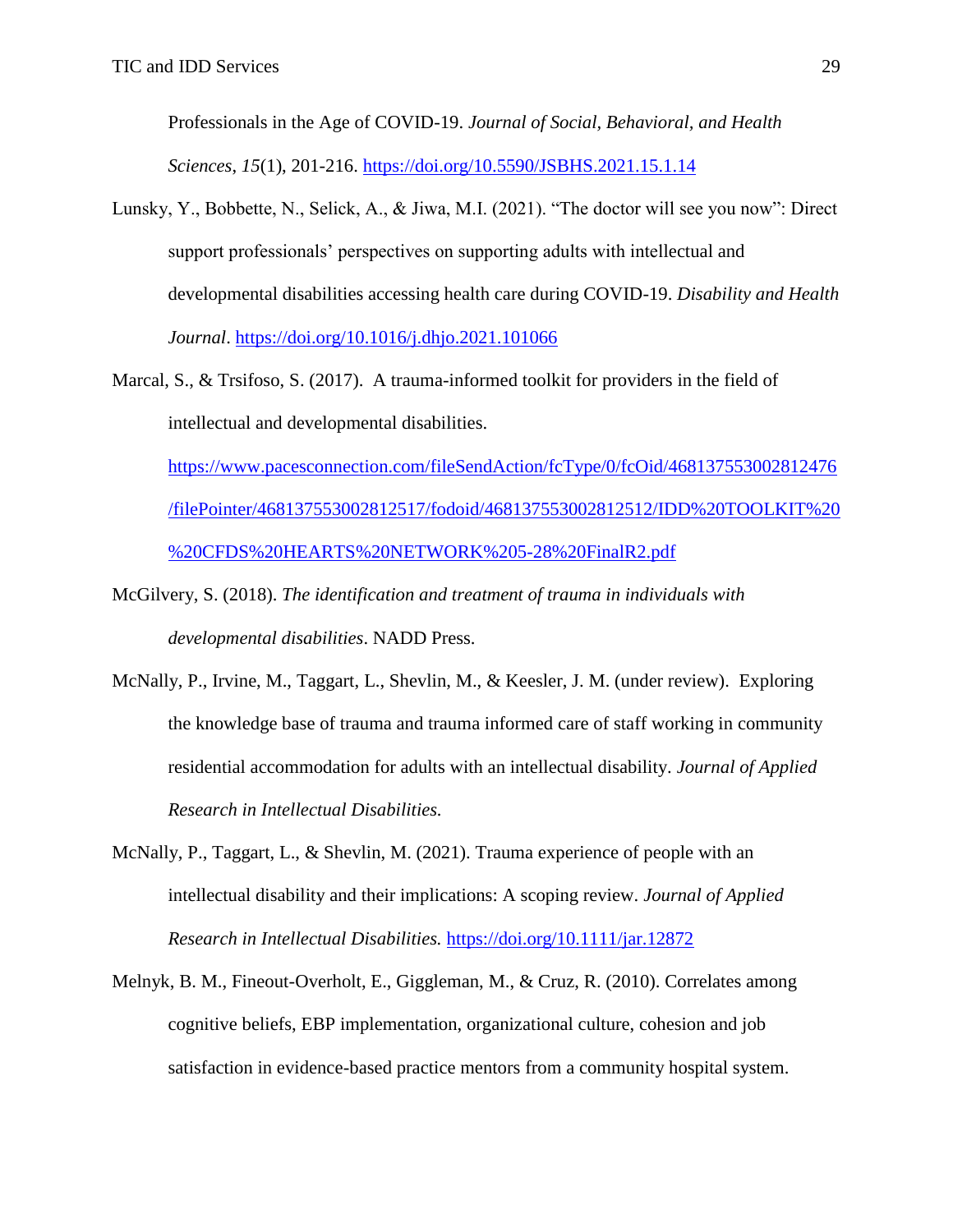Professionals in the Age of COVID-19. *Journal of Social, Behavioral, and Health Sciences*, *15*(1), 201-216. https://doi.org/10.5590/JSBHS.2021.15.1.14

Lunsky, Y., Bobbette, N., Selick, A., & Jiwa, M.I. (2021). "The doctor will see you now": Direct support professionals' perspectives on supporting adults with intellectual and developmental disabilities accessing health care during COVID-19. *Disability and Health Journal*. https://doi.org/10.1016/j.dhjo.2021.101066

Marcal, S., & Trsifoso, S. (2017). A trauma-informed toolkit for providers in the field of intellectual and developmental disabilities. https://www.pacesconnection.com/fileSendAction/fcType/0/fcOid/468137553002812476/filePointer/468137553002812517/fodoid/468137553002812512/IDD%20TOOLKIT%20%20CFDS%20HEARTS%20NETWORK%205-28%20FinalR2.pdf

McGilvery, S. (2018). *The identification and treatment of trauma in individuals with developmental disabilities*. NADD Press.

McNally, P., Irvine, M., Taggart, L., Shevlin, M., & Keesler, J. M. (under review). Exploring the knowledge base of trauma and trauma informed care of staff working in community residential accommodation for adults with an intellectual disability. *Journal of Applied Research in Intellectual Disabilities.*

McNally, P., Taggart, L., & Shevlin, M. (2021). Trauma experience of people with an intellectual disability and their implications: A scoping review. *Journal of Applied Research in Intellectual Disabilities.* https://doi.org/10.1111/jar.12872

Melnyk, B. M., Fineout-Overholt, E., Giggleman, M., & Cruz, R. (2010). Correlates among cognitive beliefs, EBP implementation, organizational culture, cohesion and job satisfaction in evidence-based practice mentors from a community hospital system.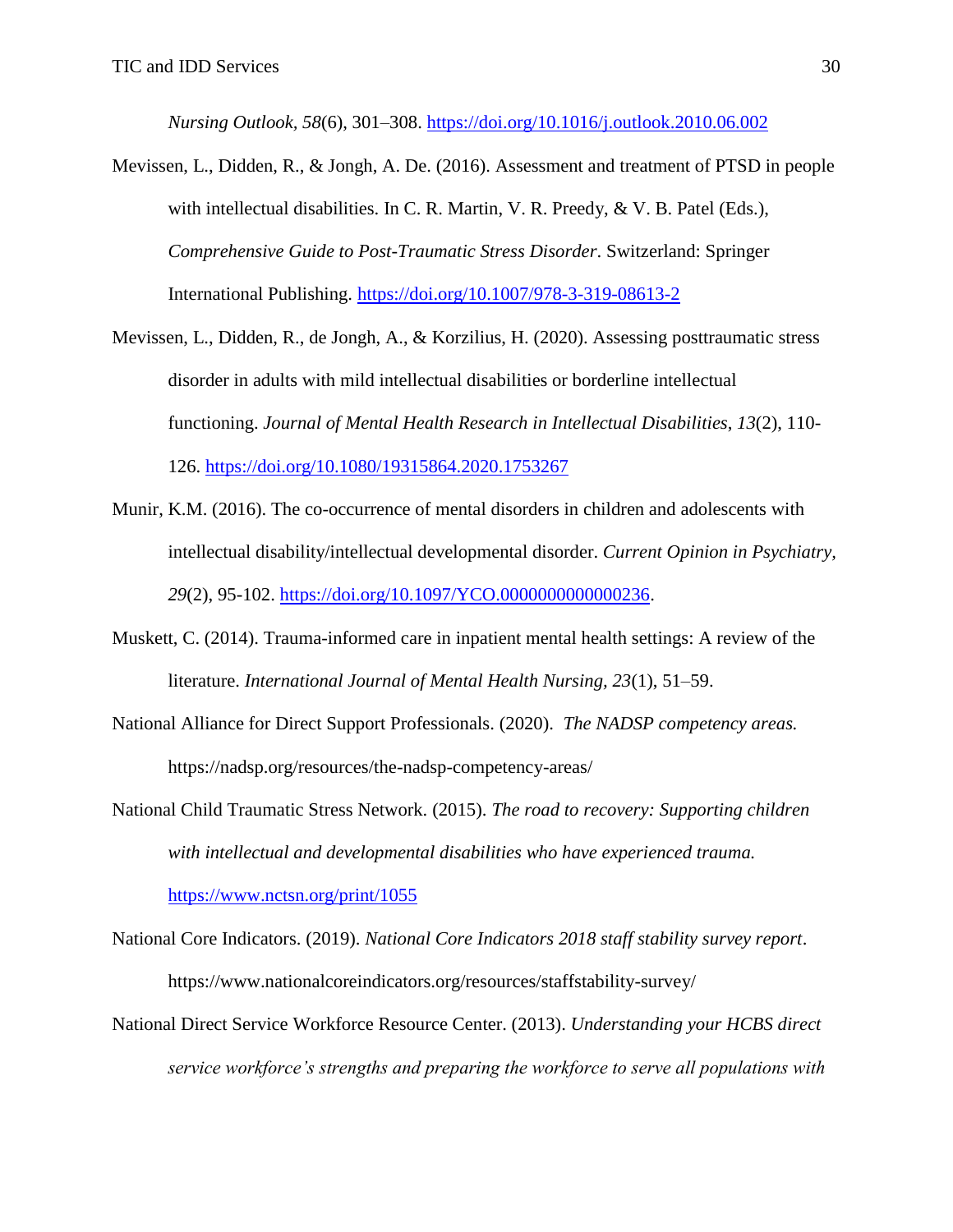*Nursing Outlook, 58*(6), 301–308. https://doi.org/10.1016/j.outlook.2010.06.002

Mevissen, L., Didden, R., & Jongh, A. De. (2016). Assessment and treatment of PTSD in people with intellectual disabilities. In C. R. Martin, V. R. Preedy, & V. B. Patel (Eds.), *Comprehensive Guide to Post-Traumatic Stress Disorder*. Switzerland: Springer International Publishing. https://doi.org/10.1007/978-3-319-08613-2

Mevissen, L., Didden, R., de Jongh, A., & Korzilius, H. (2020). Assessing posttraumatic stress disorder in adults with mild intellectual disabilities or borderline intellectual functioning. *Journal of Mental Health Research in Intellectual Disabilities*, *13*(2), 110-126. https://doi.org/10.1080/19315864.2020.1753267

Munir, K.M. (2016). The co-occurrence of mental disorders in children and adolescents with intellectual disability/intellectual developmental disorder. *Current Opinion in Psychiatry, 29*(2), 95-102. https://doi.org/10.1097/YCO.0000000000000236.

Muskett, C. (2014). Trauma-informed care in inpatient mental health settings: A review of the literature. *International Journal of Mental Health Nursing, 23*(1), 51–59.

National Alliance for Direct Support Professionals. (2020). *The NADSP competency areas.* https://nadsp.org/resources/the-nadsp-competency-areas/

National Child Traumatic Stress Network. (2015). *The road to recovery: Supporting children with intellectual and developmental disabilities who have experienced trauma.* https://www.nctsn.org/print/1055

National Core Indicators. (2019). *National Core Indicators 2018 staff stability survey report*. https://www.nationalcoreindicators.org/resources/staffstability-survey/

National Direct Service Workforce Resource Center. (2013). *Understanding your HCBS direct service workforce's strengths and preparing the workforce to serve all populations with*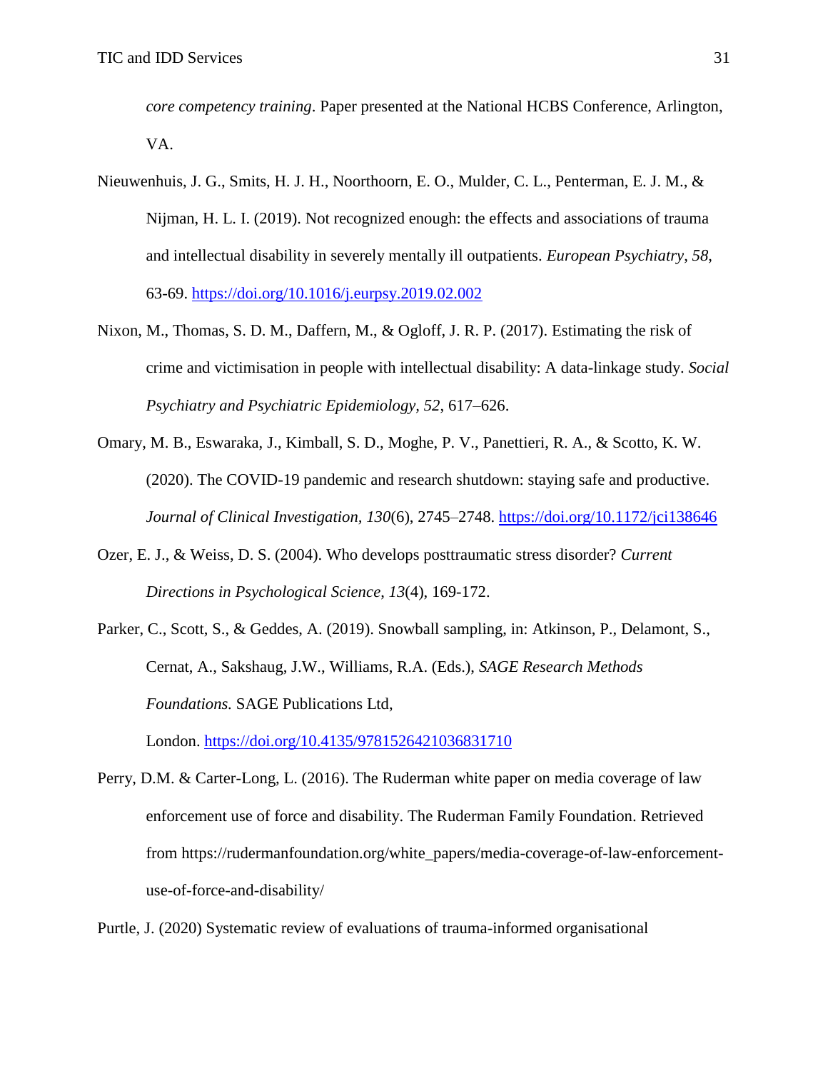*core competency training*. Paper presented at the National HCBS Conference, Arlington, VA.

Nieuwenhuis, J. G., Smits, H. J. H., Noorthoorn, E. O., Mulder, C. L., Penterman, E. J. M., & Nijman, H. L. I. (2019). Not recognized enough: the effects and associations of trauma and intellectual disability in severely mentally ill outpatients. *European Psychiatry*, *58*, 63-69. https://doi.org/10.1016/j.eurpsy.2019.02.002

Nixon, M., Thomas, S. D. M., Daffern, M., & Ogloff, J. R. P. (2017). Estimating the risk of crime and victimisation in people with intellectual disability: A data-linkage study. *Social Psychiatry and Psychiatric Epidemiology*, *52*, 617–626.

Omary, M. B., Eswaraka, J., Kimball, S. D., Moghe, P. V., Panettieri, R. A., & Scotto, K. W. (2020). The COVID-19 pandemic and research shutdown: staying safe and productive. *Journal of Clinical Investigation, 130*(6), 2745–2748. https://doi.org/10.1172/jci138646

Ozer, E. J., & Weiss, D. S. (2004). Who develops posttraumatic stress disorder? *Current Directions in Psychological Science*, *13*(4), 169-172.

Parker, C., Scott, S., & Geddes, A. (2019). Snowball sampling, in: Atkinson, P., Delamont, S., Cernat, A., Sakshaug, J.W., Williams, R.A. (Eds.), *SAGE Research Methods Foundations.* SAGE Publications Ltd, London. https://doi.org/10.4135/9781526421036831710

Perry, D.M. & Carter-Long, L. (2016). The Ruderman white paper on media coverage of law enforcement use of force and disability. The Ruderman Family Foundation. Retrieved from https://rudermanfoundation.org/white_papers/media-coverage-of-law-enforcement-use-of-force-and-disability/

Purtle, J. (2020) Systematic review of evaluations of trauma-informed organisational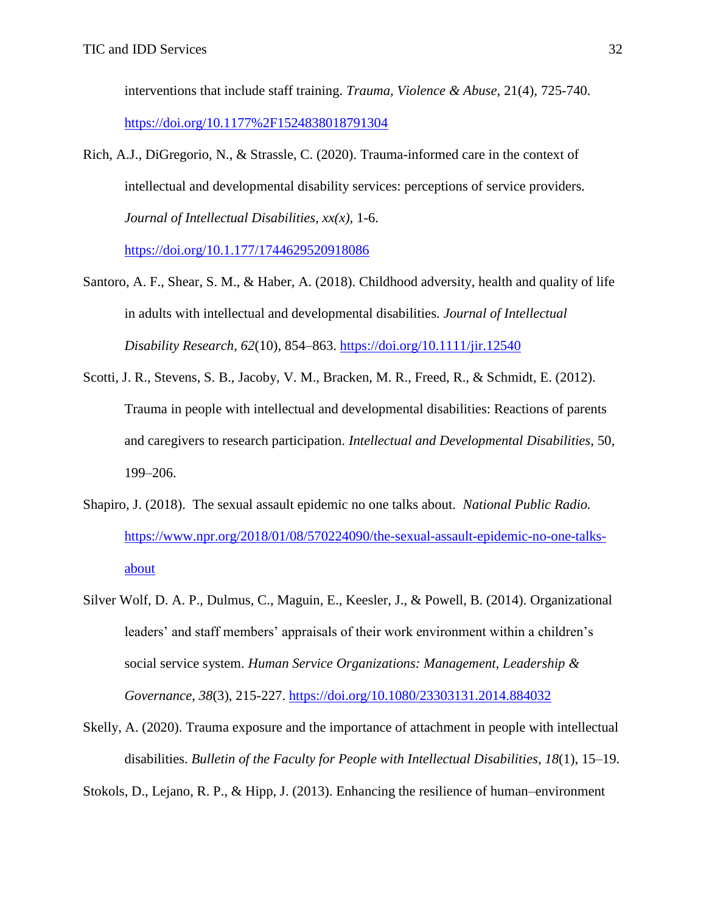interventions that include staff training. *Trauma, Violence & Abuse,* 21(4), 725-740. https://doi.org/10.1177%2F1524838018791304

Rich, A.J., DiGregorio, N., & Strassle, C. (2020). Trauma-informed care in the context of intellectual and developmental disability services: perceptions of service providers. *Journal of Intellectual Disabilities, xx(x),* 1-6. https://doi.org/10.1.177/1744629520918086

Santoro, A. F., Shear, S. M., & Haber, A. (2018). Childhood adversity, health and quality of life in adults with intellectual and developmental disabilities. *Journal of Intellectual Disability Research, 62*(10), 854–863. https://doi.org/10.1111/jir.12540

Scotti, J. R., Stevens, S. B., Jacoby, V. M., Bracken, M. R., Freed, R., & Schmidt, E. (2012). Trauma in people with intellectual and developmental disabilities: Reactions of parents and caregivers to research participation. *Intellectual and Developmental Disabilities*, 50, 199–206.

Shapiro, J. (2018). The sexual assault epidemic no one talks about. *National Public Radio.* https://www.npr.org/2018/01/08/570224090/the-sexual-assault-epidemic-no-one-talks-about

Silver Wolf, D. A. P., Dulmus, C., Maguin, E., Keesler, J., & Powell, B. (2014). Organizational leaders' and staff members' appraisals of their work environment within a children's social service system. *Human Service Organizations: Management, Leadership & Governance*, *38*(3), 215-227. https://doi.org/10.1080/23303131.2014.884032

Skelly, A. (2020). Trauma exposure and the importance of attachment in people with intellectual disabilities. *Bulletin of the Faculty for People with Intellectual Disabilities*, *18*(1), 15–19.

Stokols, D., Lejano, R. P., & Hipp, J. (2013). Enhancing the resilience of human–environment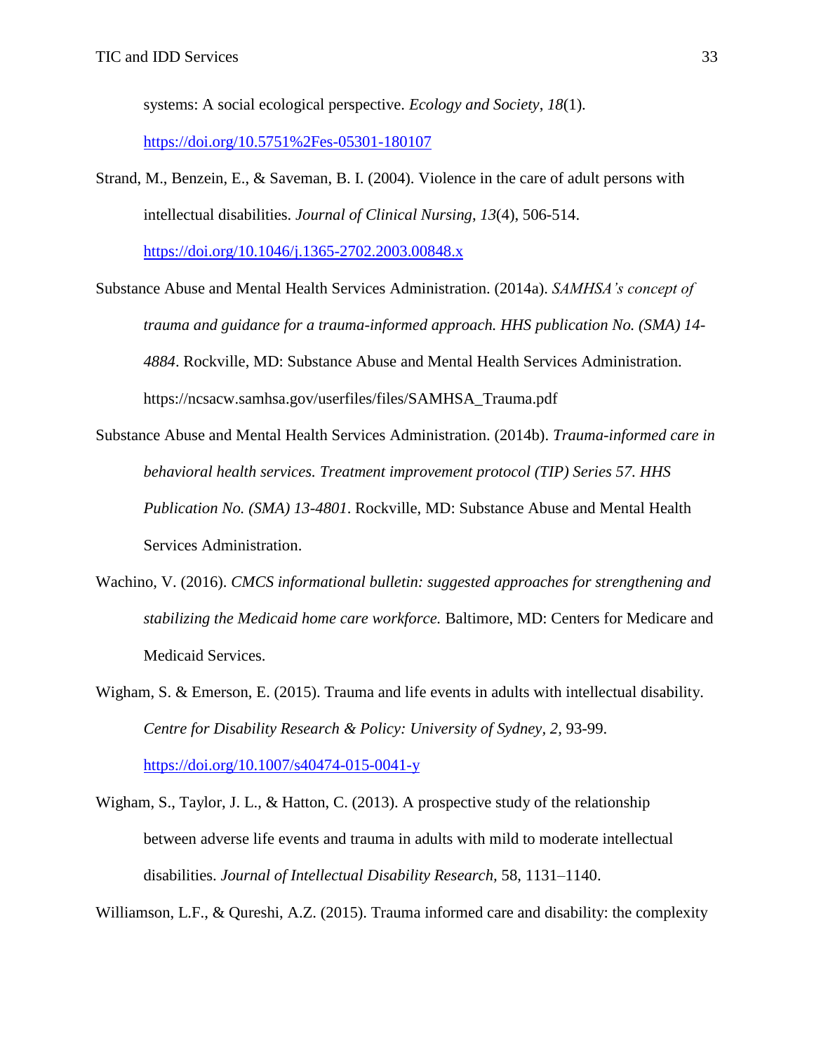systems: A social ecological perspective. *Ecology and Society*, *18*(1). https://doi.org/10.5751%2Fes-05301-180107

Strand, M., Benzein, E., & Saveman, B. I. (2004). Violence in the care of adult persons with intellectual disabilities. *Journal of Clinical Nursing*, *13*(4), 506-514. https://doi.org/10.1046/j.1365-2702.2003.00848.x

Substance Abuse and Mental Health Services Administration. (2014a). *SAMHSA's concept of trauma and guidance for a trauma-informed approach. HHS publication No. (SMA) 14-4884*. Rockville, MD: Substance Abuse and Mental Health Services Administration. https://ncsacw.samhsa.gov/userfiles/files/SAMHSA_Trauma.pdf

Substance Abuse and Mental Health Services Administration. (2014b). *Trauma-informed care in behavioral health services. Treatment improvement protocol (TIP) Series 57. HHS Publication No. (SMA) 13-4801*. Rockville, MD: Substance Abuse and Mental Health Services Administration.

Wachino, V. (2016). *CMCS informational bulletin: suggested approaches for strengthening and stabilizing the Medicaid home care workforce.* Baltimore, MD: Centers for Medicare and Medicaid Services.

Wigham, S. & Emerson, E. (2015). Trauma and life events in adults with intellectual disability. *Centre for Disability Research & Policy: University of Sydney, 2*, 93-99. https://doi.org/10.1007/s40474-015-0041-y

Wigham, S., Taylor, J. L., & Hatton, C. (2013). A prospective study of the relationship between adverse life events and trauma in adults with mild to moderate intellectual disabilities. *Journal of Intellectual Disability Research*, 58, 1131–1140.

Williamson, L.F., & Qureshi, A.Z. (2015). Trauma informed care and disability: the complexity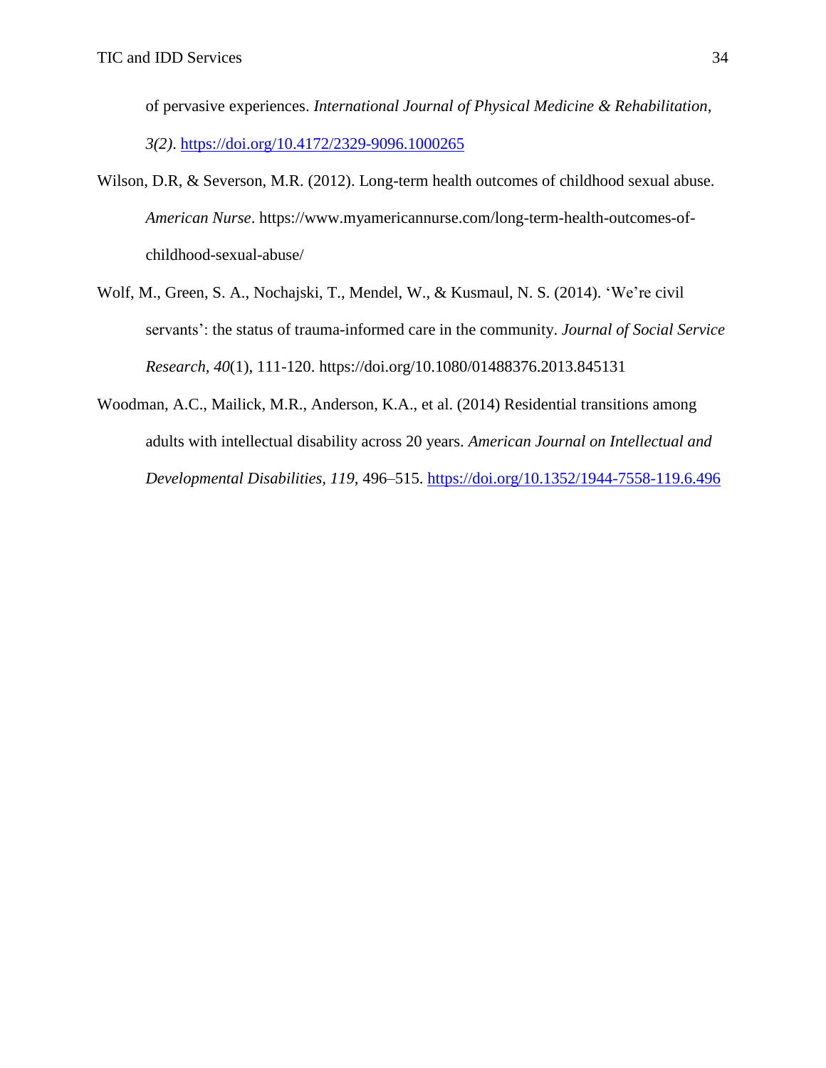of pervasive experiences. *International Journal of Physical Medicine & Rehabilitation, 3(2)*. https://doi.org/10.4172/2329-9096.1000265

Wilson, D.R, & Severson, M.R. (2012). Long-term health outcomes of childhood sexual abuse. *American Nurse*. https://www.myamericannurse.com/long-term-health-outcomes-of-childhood-sexual-abuse/

Wolf, M., Green, S. A., Nochajski, T., Mendel, W., & Kusmaul, N. S. (2014). 'We're civil servants': the status of trauma-informed care in the community. *Journal of Social Service Research, 40*(1), 111-120. https://doi.org/10.1080/01488376.2013.845131

Woodman, A.C., Mailick, M.R., Anderson, K.A., et al. (2014) Residential transitions among adults with intellectual disability across 20 years. *American Journal on Intellectual and Developmental Disabilities, 119*, 496–515. https://doi.org/10.1352/1944-7558-119.6.496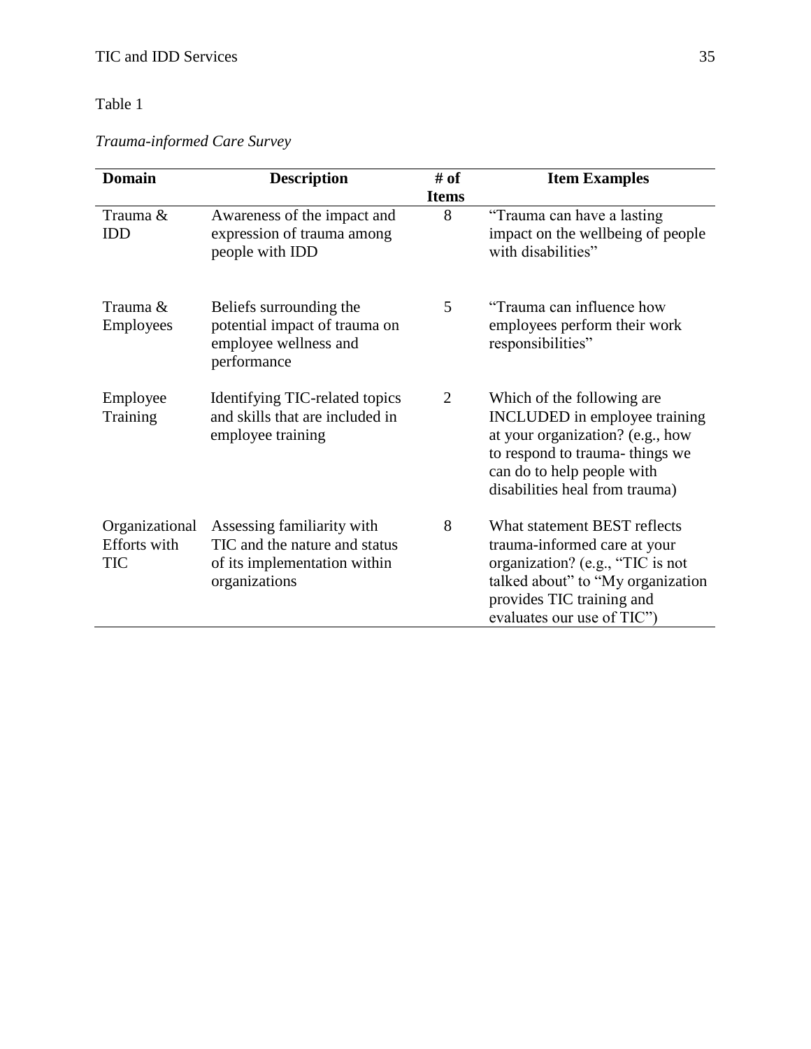Table 1

*Trauma-informed Care Survey*

| Domain | Description | # of Items | Item Examples |
|---|---|---|---|
| Trauma & IDD | Awareness of the impact and expression of trauma among people with IDD | 8 | "Trauma can have a lasting impact on the wellbeing of people with disabilities" |
| Trauma & Employees | Beliefs surrounding the potential impact of trauma on employee wellness and performance | 5 | "Trauma can influence how employees perform their work responsibilities" |
| Employee Training | Identifying TIC-related topics and skills that are included in employee training | 2 | Which of the following are INCLUDED in employee training at your organization? (e.g., how to respond to trauma- things we can do to help people with disabilities heal from trauma) |
| Organizational Efforts with TIC | Assessing familiarity with TIC and the nature and status of its implementation within organizations | 8 | What statement BEST reflects trauma-informed care at your organization? (e.g., "TIC is not talked about" to "My organization provides TIC training and evaluates our use of TIC") |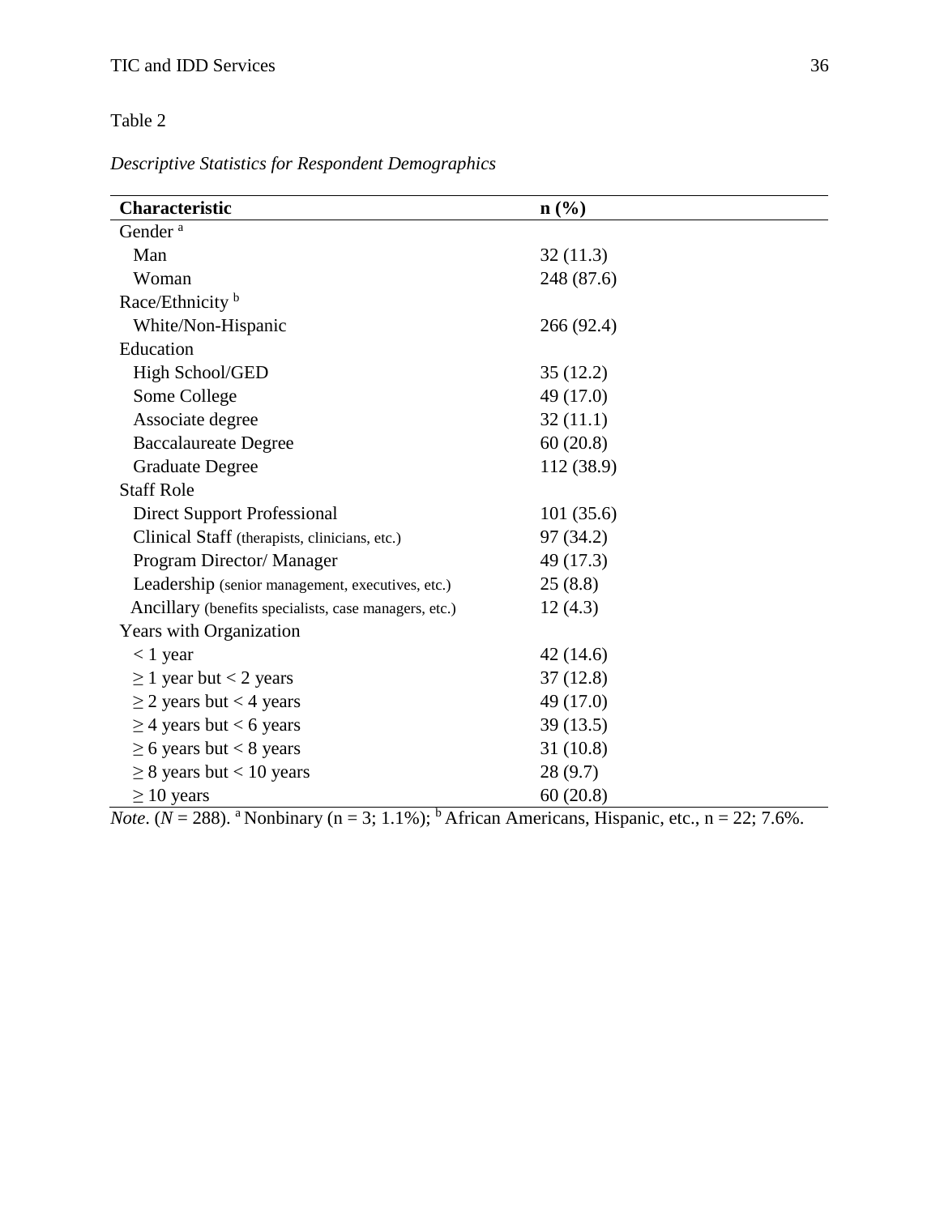Table 2

*Descriptive Statistics for Respondent Demographics*

| **Characteristic** | **n (%)** |
|---|---|
| Gender [a] | |
| Man | 32 (11.3) |
| Woman | 248 (87.6) |
| Race/Ethnicity [b] | |
| White/Non-Hispanic | 266 (92.4) |
| Education | |
| High School/GED | 35 (12.2) |
| Some College | 49 (17.0) |
| Associate degree | 32 (11.1) |
| Baccalaureate Degree | 60 (20.8) |
| Graduate Degree | 112 (38.9) |
| Staff Role | |
| Direct Support Professional | 101 (35.6) |
| Clinical Staff (therapists, clinicians, etc.) | 97 (34.2) |
| Program Director/ Manager | 49 (17.3) |
| Leadership (senior management, executives, etc.) | 25 (8.8) |
| Ancillary (benefits specialists, case managers, etc.) | 12 (4.3) |
| Years with Organization | |
| < 1 year | 42 (14.6) |
| ≥ 1 year but < 2 years | 37 (12.8) |
| ≥ 2 years but < 4 years | 49 (17.0) |
| ≥ 4 years but < 6 years | 39 (13.5) |
| ≥ 6 years but < 8 years | 31 (10.8) |
| ≥ 8 years but < 10 years | 28 (9.7) |
| ≥ 10 years | 60 (20.8) |

*Note*. ($N$ = 288). [a] Nonbinary (n = 3; 1.1%); [b] African Americans, Hispanic, etc., n = 22; 7.6%.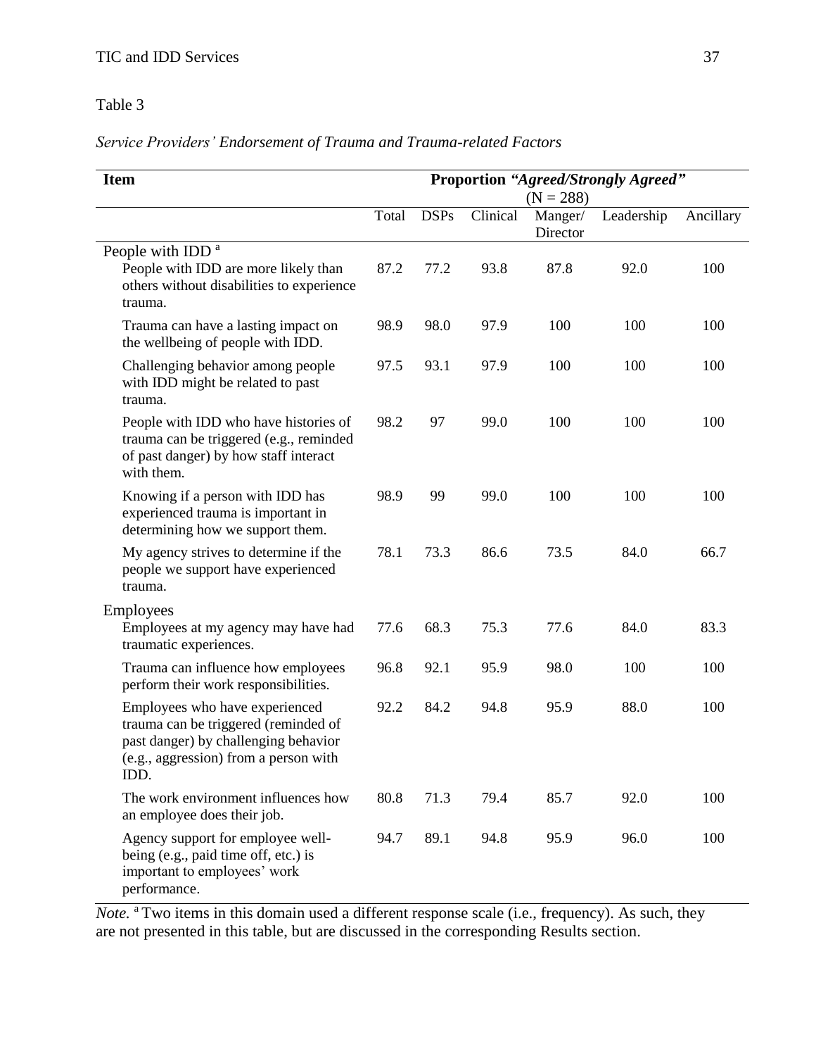Table 3

*Service Providers' Endorsement of Trauma and Trauma-related Factors*

| Item | Proportion *"Agreed/Strongly Agreed"* (N = 288) | | | | | |
|---|---|---|---|---|---|---|
| | Total | DSPs | Clinical | Manger/ Director | Leadership | Ancillary |
| People with IDD [a] | | | | | | |
| People with IDD are more likely than others without disabilities to experience trauma. | 87.2 | 77.2 | 93.8 | 87.8 | 92.0 | 100 |
| Trauma can have a lasting impact on the wellbeing of people with IDD. | 98.9 | 98.0 | 97.9 | 100 | 100 | 100 |
| Challenging behavior among people with IDD might be related to past trauma. | 97.5 | 93.1 | 97.9 | 100 | 100 | 100 |
| People with IDD who have histories of trauma can be triggered (e.g., reminded of past danger) by how staff interact with them. | 98.2 | 97 | 99.0 | 100 | 100 | 100 |
| Knowing if a person with IDD has experienced trauma is important in determining how we support them. | 98.9 | 99 | 99.0 | 100 | 100 | 100 |
| My agency strives to determine if the people we support have experienced trauma. | 78.1 | 73.3 | 86.6 | 73.5 | 84.0 | 66.7 |
| Employees | | | | | | |
| Employees at my agency may have had traumatic experiences. | 77.6 | 68.3 | 75.3 | 77.6 | 84.0 | 83.3 |
| Trauma can influence how employees perform their work responsibilities. | 96.8 | 92.1 | 95.9 | 98.0 | 100 | 100 |
| Employees who have experienced trauma can be triggered (reminded of past danger) by challenging behavior (e.g., aggression) from a person with IDD. | 92.2 | 84.2 | 94.8 | 95.9 | 88.0 | 100 |
| The work environment influences how an employee does their job. | 80.8 | 71.3 | 79.4 | 85.7 | 92.0 | 100 |
| Agency support for employee well-being (e.g., paid time off, etc.) is important to employees' work performance. | 94.7 | 89.1 | 94.8 | 95.9 | 96.0 | 100 |

*Note.* [a] Two items in this domain used a different response scale (i.e., frequency). As such, they are not presented in this table, but are discussed in the corresponding Results section.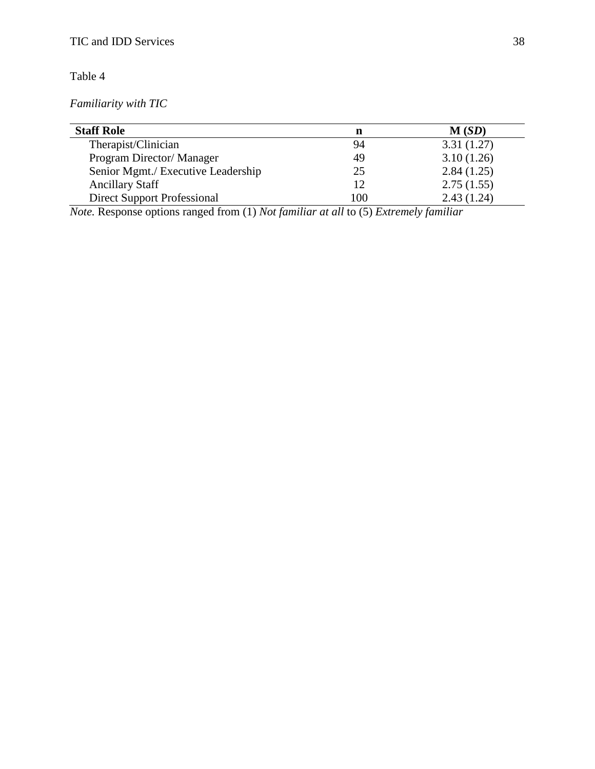Table 4

*Familiarity with TIC*

| **Staff Role** | **n** | **M (*SD*)** |
|---|---|---|
| Therapist/Clinician | 94 | 3.31 (1.27) |
| Program Director/ Manager | 49 | 3.10 (1.26) |
| Senior Mgmt./ Executive Leadership | 25 | 2.84 (1.25) |
| Ancillary Staff | 12 | 2.75 (1.55) |
| Direct Support Professional | 100 | 2.43 (1.24) |

*Note.* Response options ranged from (1) *Not familiar at all* to (5) *Extremely familiar*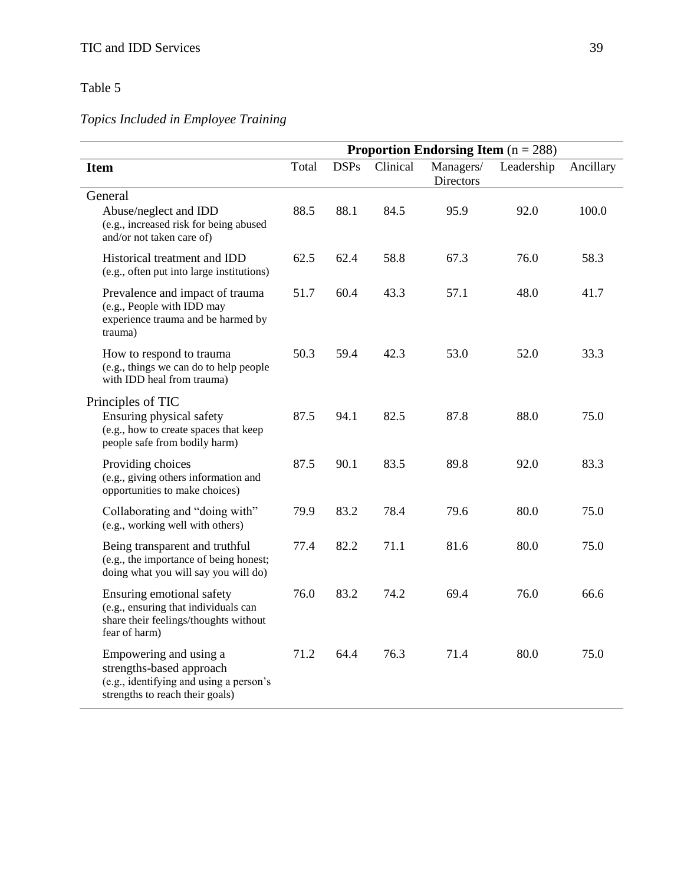Table 5

*Topics Included in Employee Training*

| Item | Proportion Endorsing Item (n = 288) | | | | | |
|---|---|---|---|---|---|---|
| | Total | DSPs | Clinical | Managers/ Directors | Leadership | Ancillary |
| General | | | | | | |
| Abuse/neglect and IDD (e.g., increased risk for being abused and/or not taken care of) | 88.5 | 88.1 | 84.5 | 95.9 | 92.0 | 100.0 |
| Historical treatment and IDD (e.g., often put into large institutions) | 62.5 | 62.4 | 58.8 | 67.3 | 76.0 | 58.3 |
| Prevalence and impact of trauma (e.g., People with IDD may experience trauma and be harmed by trauma) | 51.7 | 60.4 | 43.3 | 57.1 | 48.0 | 41.7 |
| How to respond to trauma (e.g., things we can do to help people with IDD heal from trauma) | 50.3 | 59.4 | 42.3 | 53.0 | 52.0 | 33.3 |
| Principles of TIC | | | | | | |
| Ensuring physical safety (e.g., how to create spaces that keep people safe from bodily harm) | 87.5 | 94.1 | 82.5 | 87.8 | 88.0 | 75.0 |
| Providing choices (e.g., giving others information and opportunities to make choices) | 87.5 | 90.1 | 83.5 | 89.8 | 92.0 | 83.3 |
| Collaborating and "doing with" (e.g., working well with others) | 79.9 | 83.2 | 78.4 | 79.6 | 80.0 | 75.0 |
| Being transparent and truthful (e.g., the importance of being honest; doing what you will say you will do) | 77.4 | 82.2 | 71.1 | 81.6 | 80.0 | 75.0 |
| Ensuring emotional safety (e.g., ensuring that individuals can share their feelings/thoughts without fear of harm) | 76.0 | 83.2 | 74.2 | 69.4 | 76.0 | 66.6 |
| Empowering and using a strengths-based approach (e.g., identifying and using a person's strengths to reach their goals) | 71.2 | 64.4 | 76.3 | 71.4 | 80.0 | 75.0 |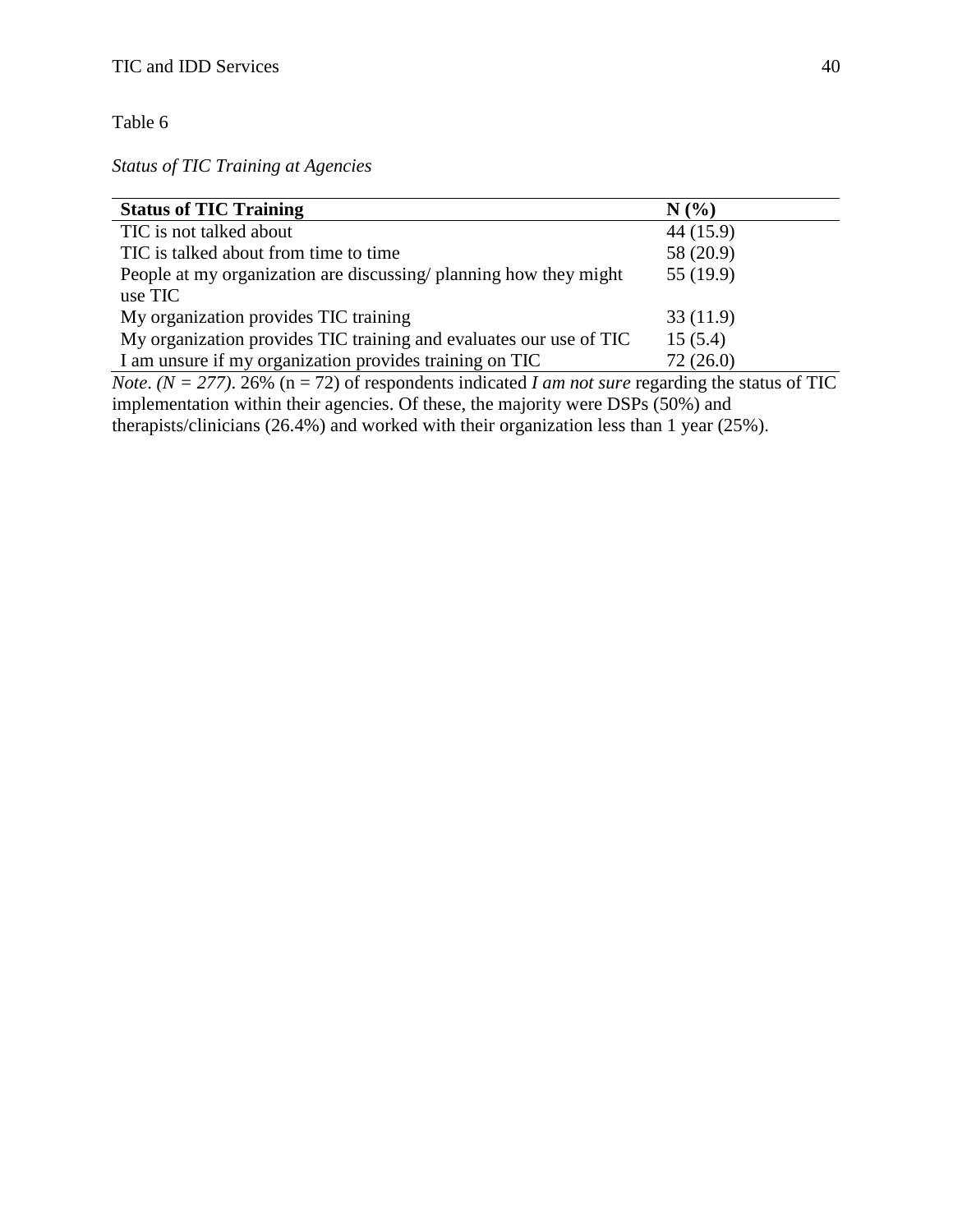Table 6

*Status of TIC Training at Agencies*

| **Status of TIC Training** | **N (%)** |
|---|---|
| TIC is not talked about | 44 (15.9) |
| TIC is talked about from time to time | 58 (20.9) |
| People at my organization are discussing/ planning how they might use TIC | 55 (19.9) |
| My organization provides TIC training | 33 (11.9) |
| My organization provides TIC training and evaluates our use of TIC | 15 (5.4) |
| I am unsure if my organization provides training on TIC | 72 (26.0) |

*Note*. *(N = 277)*. 26% (n = 72) of respondents indicated *I am not sure* regarding the status of TIC implementation within their agencies. Of these, the majority were DSPs (50%) and therapists/clinicians (26.4%) and worked with their organization less than 1 year (25%).